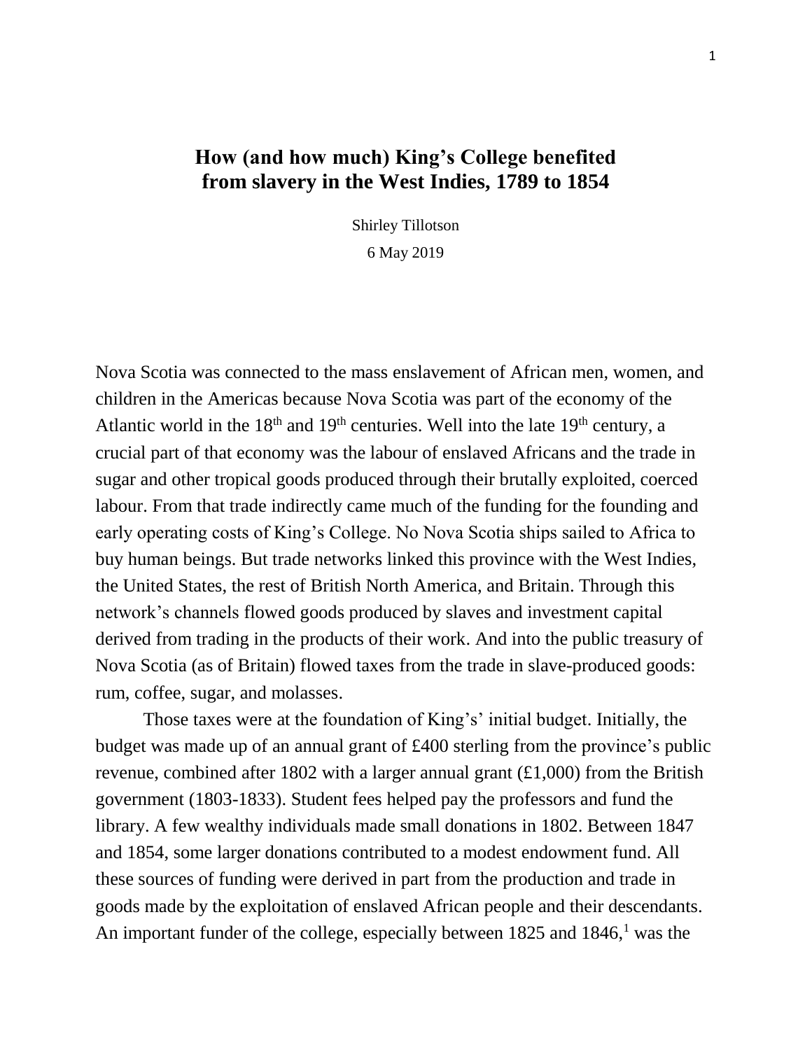# How (and how much) King's College benefited from slavery in the West Indies, 1789 to 1854

Shirley Tillotson

6 May 2019

Nova Scotia was connected to the mass enslavement of African men, women, and children in the Americas because Nova Scotia was part of the economy of the Atlantic world in the 18th and 19th centuries. Well into the late 19th century, a crucial part of that economy was the labour of enslaved Africans and the trade in sugar and other tropical goods produced through their brutally exploited, coerced labour. From that trade indirectly came much of the funding for the founding and early operating costs of King's College. No Nova Scotia ships sailed to Africa to buy human beings. But trade networks linked this province with the West Indies, the United States, the rest of British North America, and Britain. Through this network's channels flowed goods produced by slaves and investment capital derived from trading in the products of their work. And into the public treasury of Nova Scotia (as of Britain) flowed taxes from the trade in slave-produced goods: rum, coffee, sugar, and molasses.

Those taxes were at the foundation of King's' initial budget. Initially, the budget was made up of an annual grant of £400 sterling from the province's public revenue, combined after 1802 with a larger annual grant (£1,000) from the British government (1803-1833). Student fees helped pay the professors and fund the library. A few wealthy individuals made small donations in 1802. Between 1847 and 1854, some larger donations contributed to a modest endowment fund. All these sources of funding were derived in part from the production and trade in goods made by the exploitation of enslaved African people and their descendants. An important funder of the college, especially between 1825 and 1846,[1] was the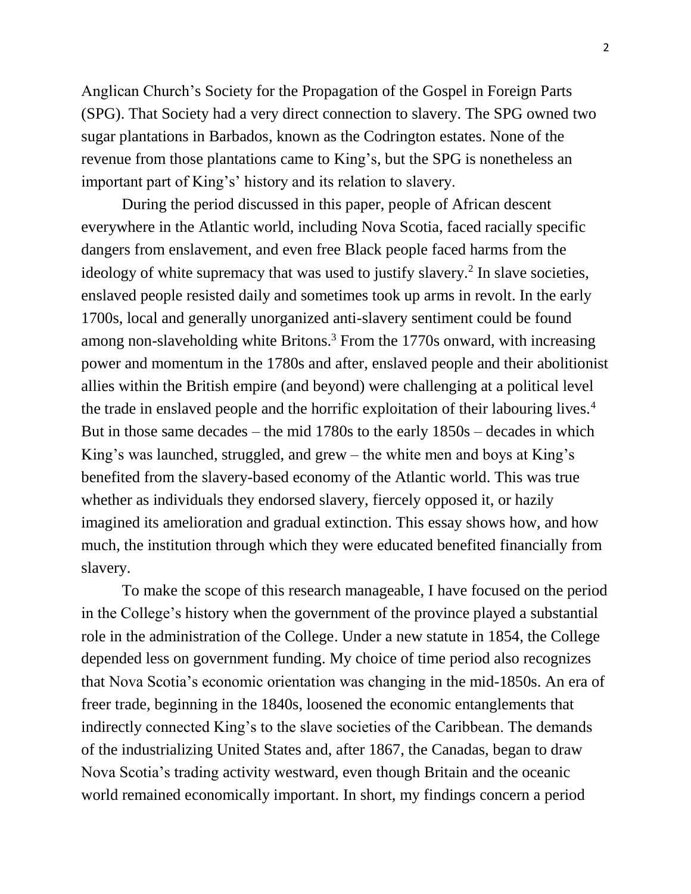Anglican Church's Society for the Propagation of the Gospel in Foreign Parts (SPG). That Society had a very direct connection to slavery. The SPG owned two sugar plantations in Barbados, known as the Codrington estates. None of the revenue from those plantations came to King's, but the SPG is nonetheless an important part of King's' history and its relation to slavery.

During the period discussed in this paper, people of African descent everywhere in the Atlantic world, including Nova Scotia, faced racially specific dangers from enslavement, and even free Black people faced harms from the ideology of white supremacy that was used to justify slavery.[2] In slave societies, enslaved people resisted daily and sometimes took up arms in revolt. In the early 1700s, local and generally unorganized anti-slavery sentiment could be found among non-slaveholding white Britons.[3] From the 1770s onward, with increasing power and momentum in the 1780s and after, enslaved people and their abolitionist allies within the British empire (and beyond) were challenging at a political level the trade in enslaved people and the horrific exploitation of their labouring lives.[4] But in those same decades – the mid 1780s to the early 1850s – decades in which King's was launched, struggled, and grew – the white men and boys at King's benefited from the slavery-based economy of the Atlantic world. This was true whether as individuals they endorsed slavery, fiercely opposed it, or hazily imagined its amelioration and gradual extinction. This essay shows how, and how much, the institution through which they were educated benefited financially from slavery.

To make the scope of this research manageable, I have focused on the period in the College's history when the government of the province played a substantial role in the administration of the College. Under a new statute in 1854, the College depended less on government funding. My choice of time period also recognizes that Nova Scotia's economic orientation was changing in the mid-1850s. An era of freer trade, beginning in the 1840s, loosened the economic entanglements that indirectly connected King's to the slave societies of the Caribbean. The demands of the industrializing United States and, after 1867, the Canadas, began to draw Nova Scotia's trading activity westward, even though Britain and the oceanic world remained economically important. In short, my findings concern a period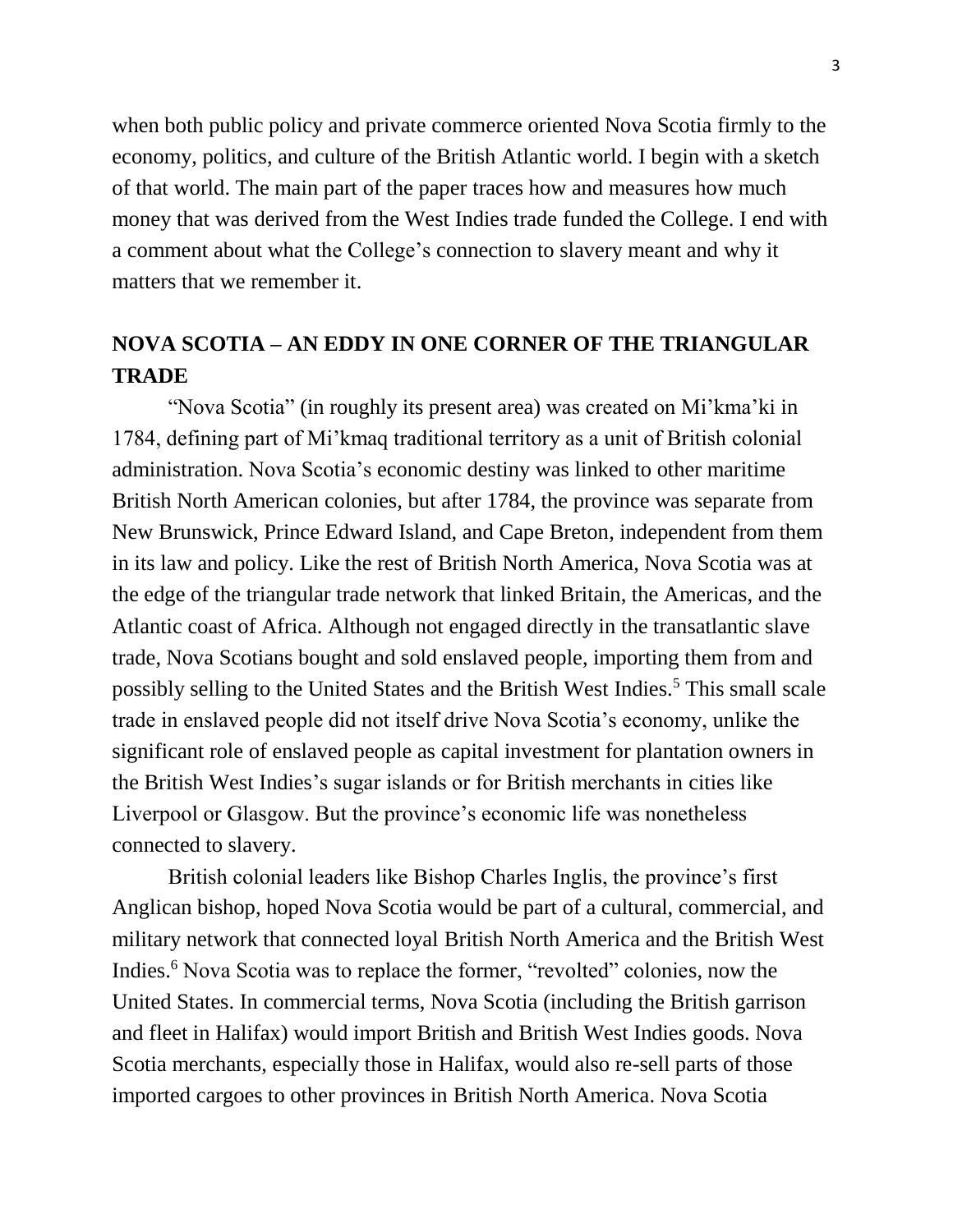when both public policy and private commerce oriented Nova Scotia firmly to the economy, politics, and culture of the British Atlantic world. I begin with a sketch of that world. The main part of the paper traces how and measures how much money that was derived from the West Indies trade funded the College. I end with a comment about what the College's connection to slavery meant and why it matters that we remember it.

## NOVA SCOTIA – AN EDDY IN ONE CORNER OF THE TRIANGULAR TRADE

"Nova Scotia" (in roughly its present area) was created on Mi'kma'ki in 1784, defining part of Mi'kmaq traditional territory as a unit of British colonial administration. Nova Scotia's economic destiny was linked to other maritime British North American colonies, but after 1784, the province was separate from New Brunswick, Prince Edward Island, and Cape Breton, independent from them in its law and policy. Like the rest of British North America, Nova Scotia was at the edge of the triangular trade network that linked Britain, the Americas, and the Atlantic coast of Africa. Although not engaged directly in the transatlantic slave trade, Nova Scotians bought and sold enslaved people, importing them from and possibly selling to the United States and the British West Indies.[5] This small scale trade in enslaved people did not itself drive Nova Scotia's economy, unlike the significant role of enslaved people as capital investment for plantation owners in the British West Indies's sugar islands or for British merchants in cities like Liverpool or Glasgow. But the province's economic life was nonetheless connected to slavery.

British colonial leaders like Bishop Charles Inglis, the province's first Anglican bishop, hoped Nova Scotia would be part of a cultural, commercial, and military network that connected loyal British North America and the British West Indies.[6] Nova Scotia was to replace the former, "revolted" colonies, now the United States. In commercial terms, Nova Scotia (including the British garrison and fleet in Halifax) would import British and British West Indies goods. Nova Scotia merchants, especially those in Halifax, would also re-sell parts of those imported cargoes to other provinces in British North America. Nova Scotia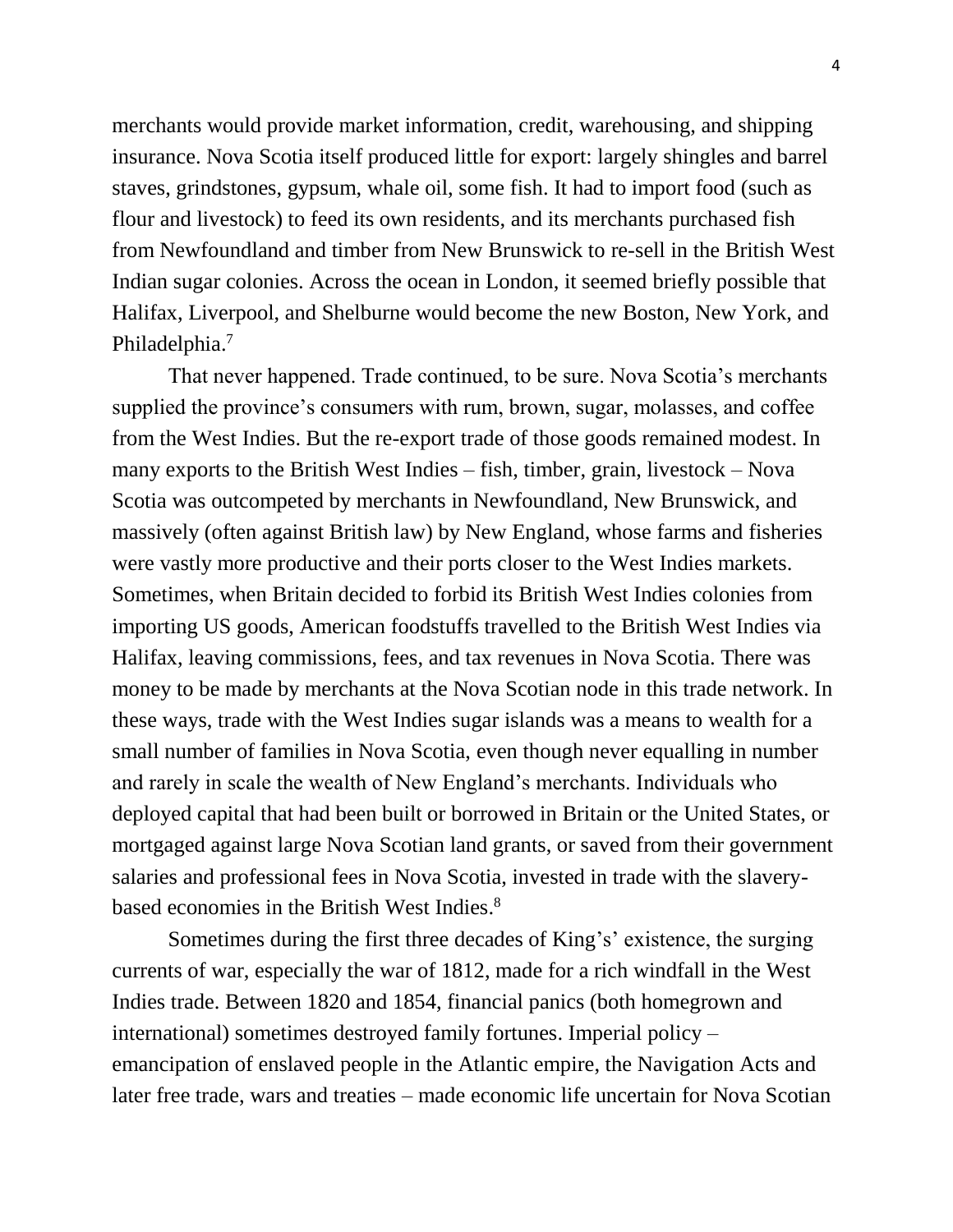merchants would provide market information, credit, warehousing, and shipping insurance. Nova Scotia itself produced little for export: largely shingles and barrel staves, grindstones, gypsum, whale oil, some fish. It had to import food (such as flour and livestock) to feed its own residents, and its merchants purchased fish from Newfoundland and timber from New Brunswick to re-sell in the British West Indian sugar colonies. Across the ocean in London, it seemed briefly possible that Halifax, Liverpool, and Shelburne would become the new Boston, New York, and Philadelphia.[7]

That never happened. Trade continued, to be sure. Nova Scotia's merchants supplied the province's consumers with rum, brown, sugar, molasses, and coffee from the West Indies. But the re-export trade of those goods remained modest. In many exports to the British West Indies – fish, timber, grain, livestock – Nova Scotia was outcompeted by merchants in Newfoundland, New Brunswick, and massively (often against British law) by New England, whose farms and fisheries were vastly more productive and their ports closer to the West Indies markets. Sometimes, when Britain decided to forbid its British West Indies colonies from importing US goods, American foodstuffs travelled to the British West Indies via Halifax, leaving commissions, fees, and tax revenues in Nova Scotia. There was money to be made by merchants at the Nova Scotian node in this trade network. In these ways, trade with the West Indies sugar islands was a means to wealth for a small number of families in Nova Scotia, even though never equalling in number and rarely in scale the wealth of New England's merchants. Individuals who deployed capital that had been built or borrowed in Britain or the United States, or mortgaged against large Nova Scotian land grants, or saved from their government salaries and professional fees in Nova Scotia, invested in trade with the slavery-based economies in the British West Indies.[8]

Sometimes during the first three decades of King's' existence, the surging currents of war, especially the war of 1812, made for a rich windfall in the West Indies trade. Between 1820 and 1854, financial panics (both homegrown and international) sometimes destroyed family fortunes. Imperial policy – emancipation of enslaved people in the Atlantic empire, the Navigation Acts and later free trade, wars and treaties – made economic life uncertain for Nova Scotian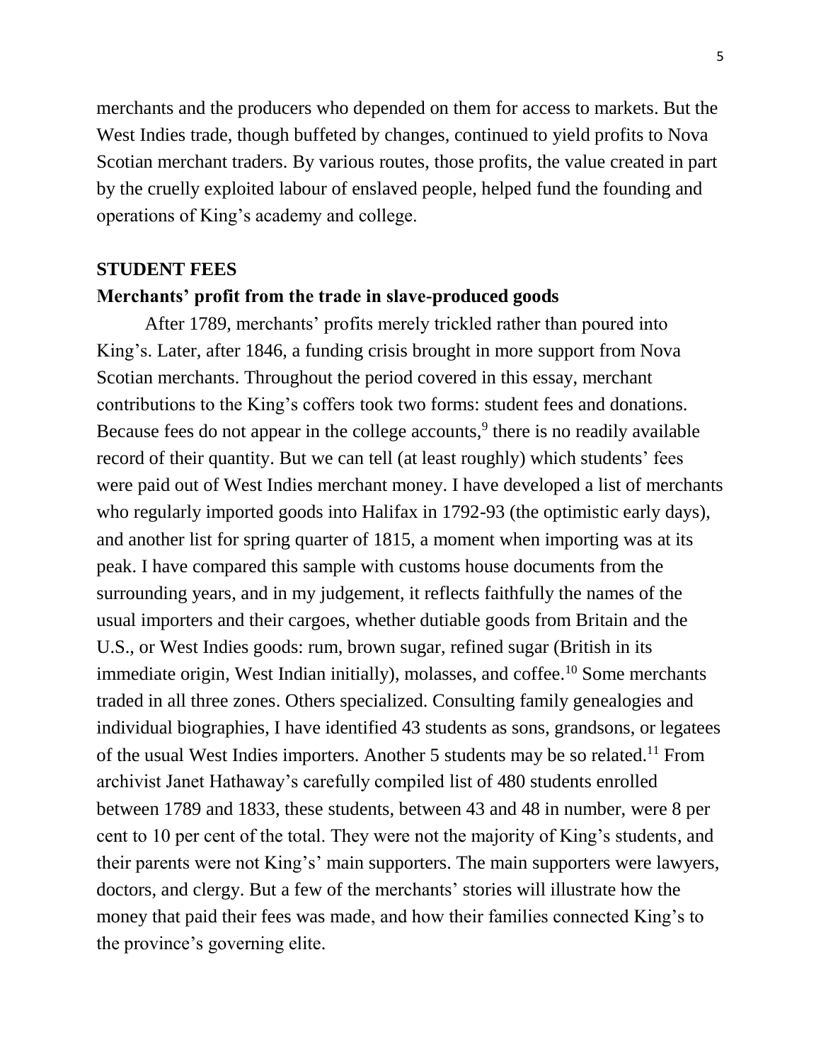merchants and the producers who depended on them for access to markets. But the West Indies trade, though buffeted by changes, continued to yield profits to Nova Scotian merchant traders. By various routes, those profits, the value created in part by the cruelly exploited labour of enslaved people, helped fund the founding and operations of King's academy and college.

## STUDENT FEES

### Merchants' profit from the trade in slave-produced goods

After 1789, merchants' profits merely trickled rather than poured into King's. Later, after 1846, a funding crisis brought in more support from Nova Scotian merchants. Throughout the period covered in this essay, merchant contributions to the King's coffers took two forms: student fees and donations. Because fees do not appear in the college accounts,[9] there is no readily available record of their quantity. But we can tell (at least roughly) which students' fees were paid out of West Indies merchant money. I have developed a list of merchants who regularly imported goods into Halifax in 1792-93 (the optimistic early days), and another list for spring quarter of 1815, a moment when importing was at its peak. I have compared this sample with customs house documents from the surrounding years, and in my judgement, it reflects faithfully the names of the usual importers and their cargoes, whether dutiable goods from Britain and the U.S., or West Indies goods: rum, brown sugar, refined sugar (British in its immediate origin, West Indian initially), molasses, and coffee.[10] Some merchants traded in all three zones. Others specialized. Consulting family genealogies and individual biographies, I have identified 43 students as sons, grandsons, or legatees of the usual West Indies importers. Another 5 students may be so related.[11] From archivist Janet Hathaway's carefully compiled list of 480 students enrolled between 1789 and 1833, these students, between 43 and 48 in number, were 8 per cent to 10 per cent of the total. They were not the majority of King's students, and their parents were not King's' main supporters. The main supporters were lawyers, doctors, and clergy. But a few of the merchants' stories will illustrate how the money that paid their fees was made, and how their families connected King's to the province's governing elite.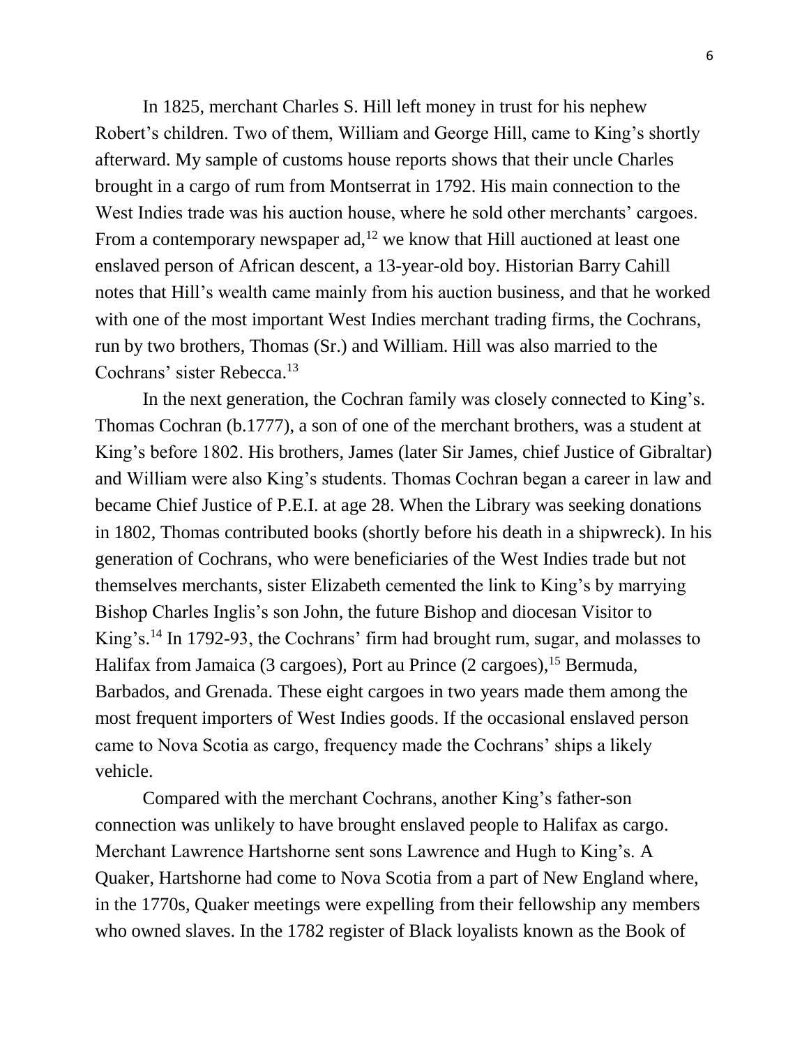In 1825, merchant Charles S. Hill left money in trust for his nephew Robert's children. Two of them, William and George Hill, came to King's shortly afterward. My sample of customs house reports shows that their uncle Charles brought in a cargo of rum from Montserrat in 1792. His main connection to the West Indies trade was his auction house, where he sold other merchants' cargoes. From a contemporary newspaper ad,[12] we know that Hill auctioned at least one enslaved person of African descent, a 13-year-old boy. Historian Barry Cahill notes that Hill's wealth came mainly from his auction business, and that he worked with one of the most important West Indies merchant trading firms, the Cochrans, run by two brothers, Thomas (Sr.) and William. Hill was also married to the Cochrans' sister Rebecca.[13]

In the next generation, the Cochran family was closely connected to King's. Thomas Cochran (b.1777), a son of one of the merchant brothers, was a student at King's before 1802. His brothers, James (later Sir James, chief Justice of Gibraltar) and William were also King's students. Thomas Cochran began a career in law and became Chief Justice of P.E.I. at age 28. When the Library was seeking donations in 1802, Thomas contributed books (shortly before his death in a shipwreck). In his generation of Cochrans, who were beneficiaries of the West Indies trade but not themselves merchants, sister Elizabeth cemented the link to King's by marrying Bishop Charles Inglis's son John, the future Bishop and diocesan Visitor to King's.[14] In 1792-93, the Cochrans' firm had brought rum, sugar, and molasses to Halifax from Jamaica (3 cargoes), Port au Prince (2 cargoes),[15] Bermuda, Barbados, and Grenada. These eight cargoes in two years made them among the most frequent importers of West Indies goods. If the occasional enslaved person came to Nova Scotia as cargo, frequency made the Cochrans' ships a likely vehicle.

Compared with the merchant Cochrans, another King's father-son connection was unlikely to have brought enslaved people to Halifax as cargo. Merchant Lawrence Hartshorne sent sons Lawrence and Hugh to King's. A Quaker, Hartshorne had come to Nova Scotia from a part of New England where, in the 1770s, Quaker meetings were expelling from their fellowship any members who owned slaves. In the 1782 register of Black loyalists known as the Book of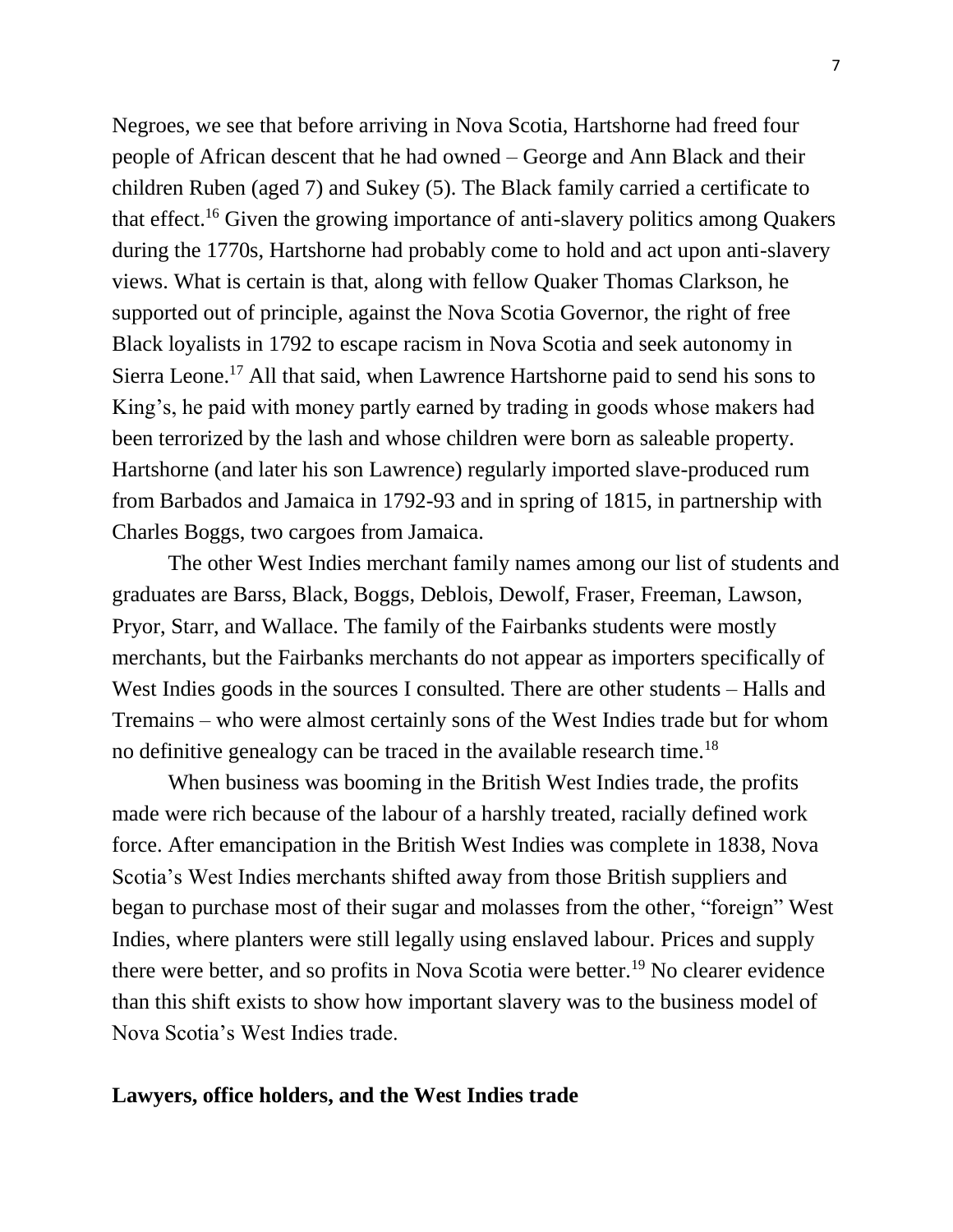Negroes, we see that before arriving in Nova Scotia, Hartshorne had freed four people of African descent that he had owned – George and Ann Black and their children Ruben (aged 7) and Sukey (5). The Black family carried a certificate to that effect.[16] Given the growing importance of anti-slavery politics among Quakers during the 1770s, Hartshorne had probably come to hold and act upon anti-slavery views. What is certain is that, along with fellow Quaker Thomas Clarkson, he supported out of principle, against the Nova Scotia Governor, the right of free Black loyalists in 1792 to escape racism in Nova Scotia and seek autonomy in Sierra Leone.[17] All that said, when Lawrence Hartshorne paid to send his sons to King's, he paid with money partly earned by trading in goods whose makers had been terrorized by the lash and whose children were born as saleable property. Hartshorne (and later his son Lawrence) regularly imported slave-produced rum from Barbados and Jamaica in 1792-93 and in spring of 1815, in partnership with Charles Boggs, two cargoes from Jamaica.

The other West Indies merchant family names among our list of students and graduates are Barss, Black, Boggs, Deblois, Dewolf, Fraser, Freeman, Lawson, Pryor, Starr, and Wallace. The family of the Fairbanks students were mostly merchants, but the Fairbanks merchants do not appear as importers specifically of West Indies goods in the sources I consulted. There are other students – Halls and Tremains – who were almost certainly sons of the West Indies trade but for whom no definitive genealogy can be traced in the available research time.[18]

When business was booming in the British West Indies trade, the profits made were rich because of the labour of a harshly treated, racially defined work force. After emancipation in the British West Indies was complete in 1838, Nova Scotia's West Indies merchants shifted away from those British suppliers and began to purchase most of their sugar and molasses from the other, "foreign" West Indies, where planters were still legally using enslaved labour. Prices and supply there were better, and so profits in Nova Scotia were better.[19] No clearer evidence than this shift exists to show how important slavery was to the business model of Nova Scotia's West Indies trade.

## Lawyers, office holders, and the West Indies trade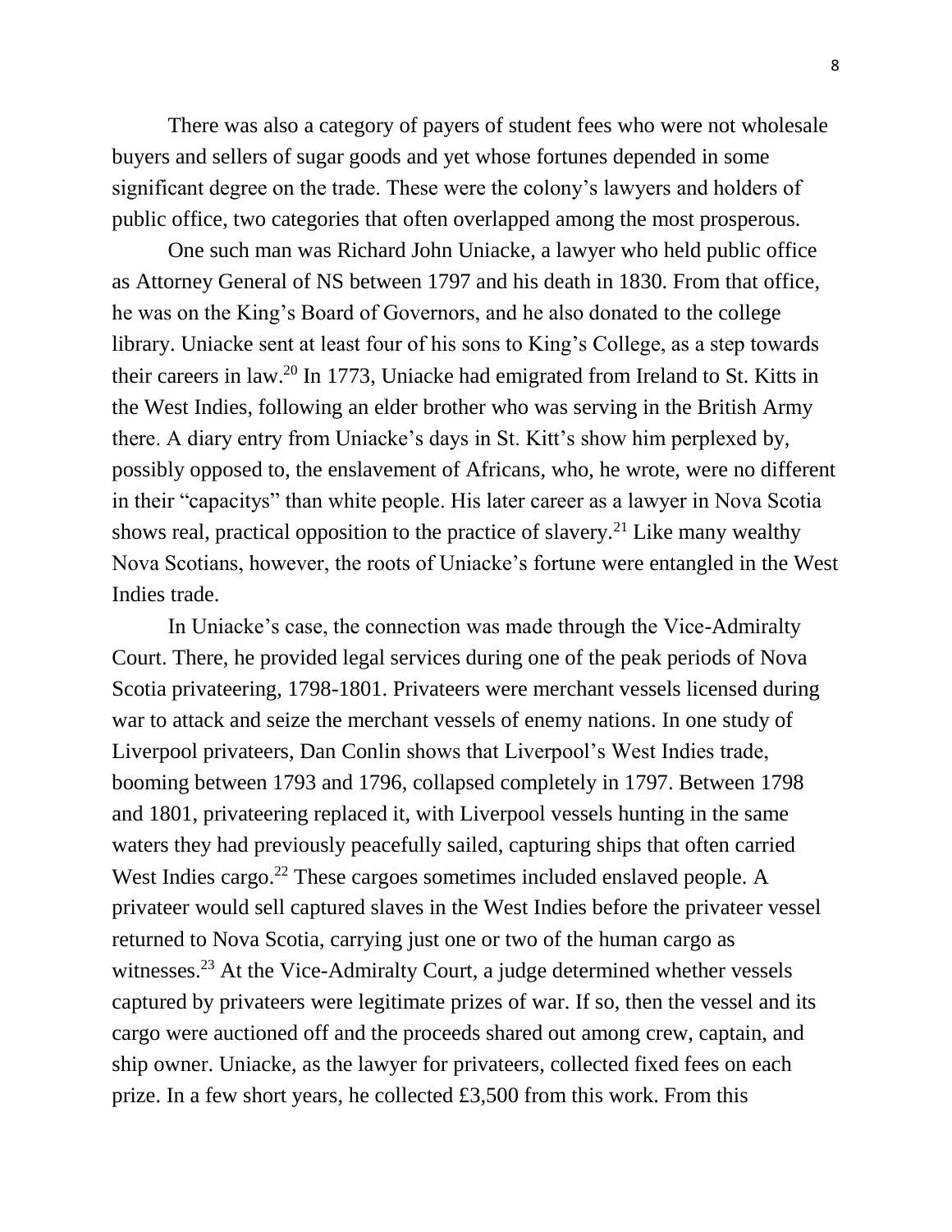There was also a category of payers of student fees who were not wholesale buyers and sellers of sugar goods and yet whose fortunes depended in some significant degree on the trade. These were the colony's lawyers and holders of public office, two categories that often overlapped among the most prosperous.

One such man was Richard John Uniacke, a lawyer who held public office as Attorney General of NS between 1797 and his death in 1830. From that office, he was on the King's Board of Governors, and he also donated to the college library. Uniacke sent at least four of his sons to King's College, as a step towards their careers in law.[20] In 1773, Uniacke had emigrated from Ireland to St. Kitts in the West Indies, following an elder brother who was serving in the British Army there. A diary entry from Uniacke's days in St. Kitt's show him perplexed by, possibly opposed to, the enslavement of Africans, who, he wrote, were no different in their "capacitys" than white people. His later career as a lawyer in Nova Scotia shows real, practical opposition to the practice of slavery.[21] Like many wealthy Nova Scotians, however, the roots of Uniacke's fortune were entangled in the West Indies trade.

In Uniacke's case, the connection was made through the Vice-Admiralty Court. There, he provided legal services during one of the peak periods of Nova Scotia privateering, 1798-1801. Privateers were merchant vessels licensed during war to attack and seize the merchant vessels of enemy nations. In one study of Liverpool privateers, Dan Conlin shows that Liverpool's West Indies trade, booming between 1793 and 1796, collapsed completely in 1797. Between 1798 and 1801, privateering replaced it, with Liverpool vessels hunting in the same waters they had previously peacefully sailed, capturing ships that often carried West Indies cargo.[22] These cargoes sometimes included enslaved people. A privateer would sell captured slaves in the West Indies before the privateer vessel returned to Nova Scotia, carrying just one or two of the human cargo as witnesses.[23] At the Vice-Admiralty Court, a judge determined whether vessels captured by privateers were legitimate prizes of war. If so, then the vessel and its cargo were auctioned off and the proceeds shared out among crew, captain, and ship owner. Uniacke, as the lawyer for privateers, collected fixed fees on each prize. In a few short years, he collected £3,500 from this work. From this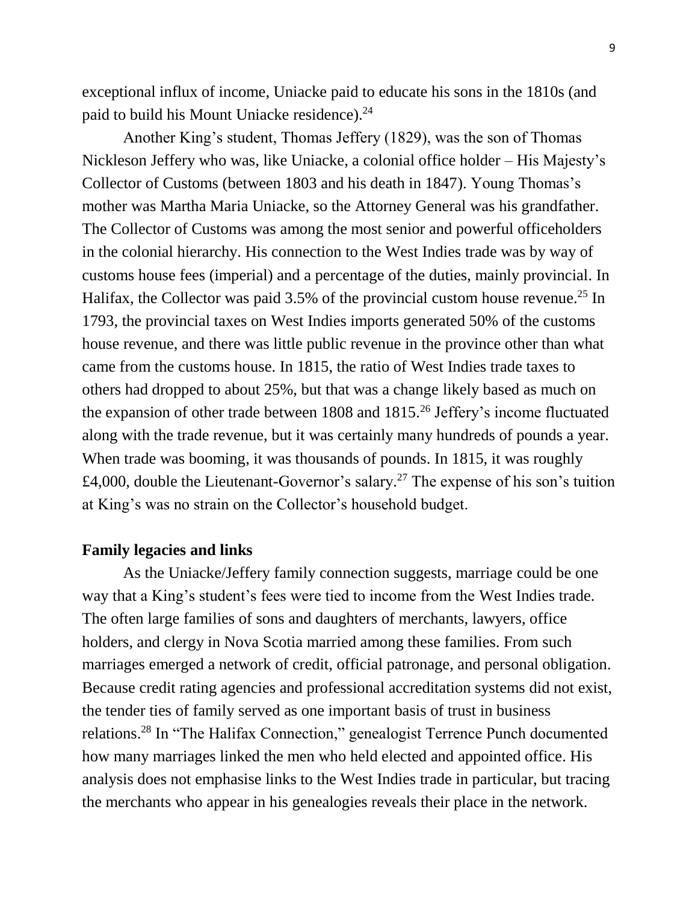exceptional influx of income, Uniacke paid to educate his sons in the 1810s (and paid to build his Mount Uniacke residence).[24]

Another King's student, Thomas Jeffery (1829), was the son of Thomas Nickleson Jeffery who was, like Uniacke, a colonial office holder – His Majesty's Collector of Customs (between 1803 and his death in 1847). Young Thomas's mother was Martha Maria Uniacke, so the Attorney General was his grandfather. The Collector of Customs was among the most senior and powerful officeholders in the colonial hierarchy. His connection to the West Indies trade was by way of customs house fees (imperial) and a percentage of the duties, mainly provincial. In Halifax, the Collector was paid 3.5% of the provincial custom house revenue.[25] In 1793, the provincial taxes on West Indies imports generated 50% of the customs house revenue, and there was little public revenue in the province other than what came from the customs house. In 1815, the ratio of West Indies trade taxes to others had dropped to about 25%, but that was a change likely based as much on the expansion of other trade between 1808 and 1815.[26] Jeffery's income fluctuated along with the trade revenue, but it was certainly many hundreds of pounds a year. When trade was booming, it was thousands of pounds. In 1815, it was roughly £4,000, double the Lieutenant-Governor's salary.[27] The expense of his son's tuition at King's was no strain on the Collector's household budget.

**Family legacies and links**

As the Uniacke/Jeffery family connection suggests, marriage could be one way that a King's student's fees were tied to income from the West Indies trade. The often large families of sons and daughters of merchants, lawyers, office holders, and clergy in Nova Scotia married among these families. From such marriages emerged a network of credit, official patronage, and personal obligation. Because credit rating agencies and professional accreditation systems did not exist, the tender ties of family served as one important basis of trust in business relations.[28] In "The Halifax Connection," genealogist Terrence Punch documented how many marriages linked the men who held elected and appointed office. His analysis does not emphasise links to the West Indies trade in particular, but tracing the merchants who appear in his genealogies reveals their place in the network.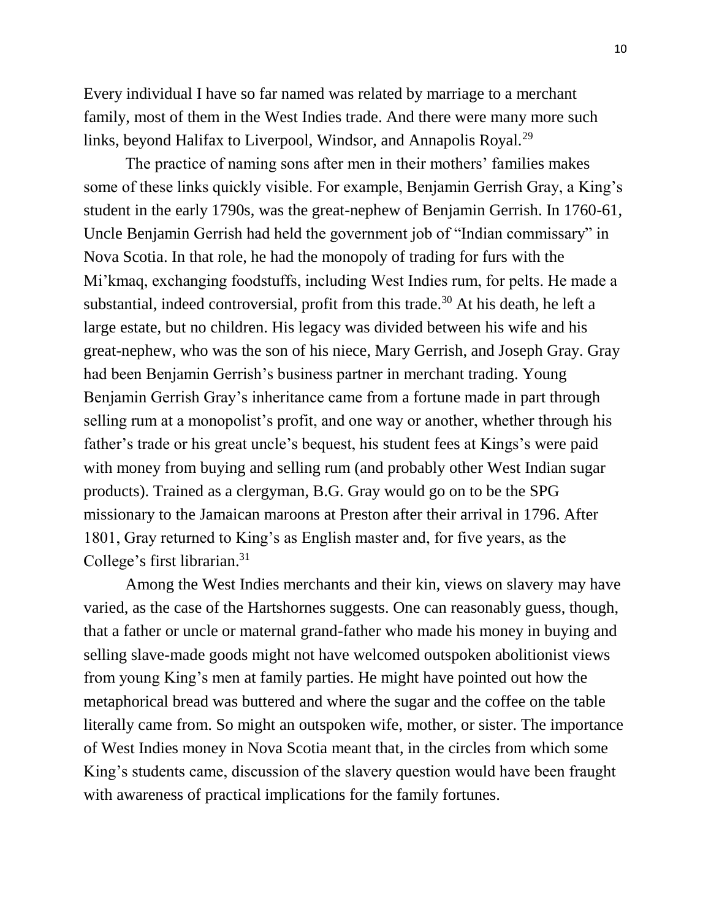Every individual I have so far named was related by marriage to a merchant family, most of them in the West Indies trade. And there were many more such links, beyond Halifax to Liverpool, Windsor, and Annapolis Royal.[29]

The practice of naming sons after men in their mothers' families makes some of these links quickly visible. For example, Benjamin Gerrish Gray, a King's student in the early 1790s, was the great-nephew of Benjamin Gerrish. In 1760-61, Uncle Benjamin Gerrish had held the government job of "Indian commissary" in Nova Scotia. In that role, he had the monopoly of trading for furs with the Mi'kmaq, exchanging foodstuffs, including West Indies rum, for pelts. He made a substantial, indeed controversial, profit from this trade.[30] At his death, he left a large estate, but no children. His legacy was divided between his wife and his great-nephew, who was the son of his niece, Mary Gerrish, and Joseph Gray. Gray had been Benjamin Gerrish's business partner in merchant trading. Young Benjamin Gerrish Gray's inheritance came from a fortune made in part through selling rum at a monopolist's profit, and one way or another, whether through his father's trade or his great uncle's bequest, his student fees at Kings's were paid with money from buying and selling rum (and probably other West Indian sugar products). Trained as a clergyman, B.G. Gray would go on to be the SPG missionary to the Jamaican maroons at Preston after their arrival in 1796. After 1801, Gray returned to King's as English master and, for five years, as the College's first librarian.[31]

Among the West Indies merchants and their kin, views on slavery may have varied, as the case of the Hartshornes suggests. One can reasonably guess, though, that a father or uncle or maternal grand-father who made his money in buying and selling slave-made goods might not have welcomed outspoken abolitionist views from young King's men at family parties. He might have pointed out how the metaphorical bread was buttered and where the sugar and the coffee on the table literally came from. So might an outspoken wife, mother, or sister. The importance of West Indies money in Nova Scotia meant that, in the circles from which some King's students came, discussion of the slavery question would have been fraught with awareness of practical implications for the family fortunes.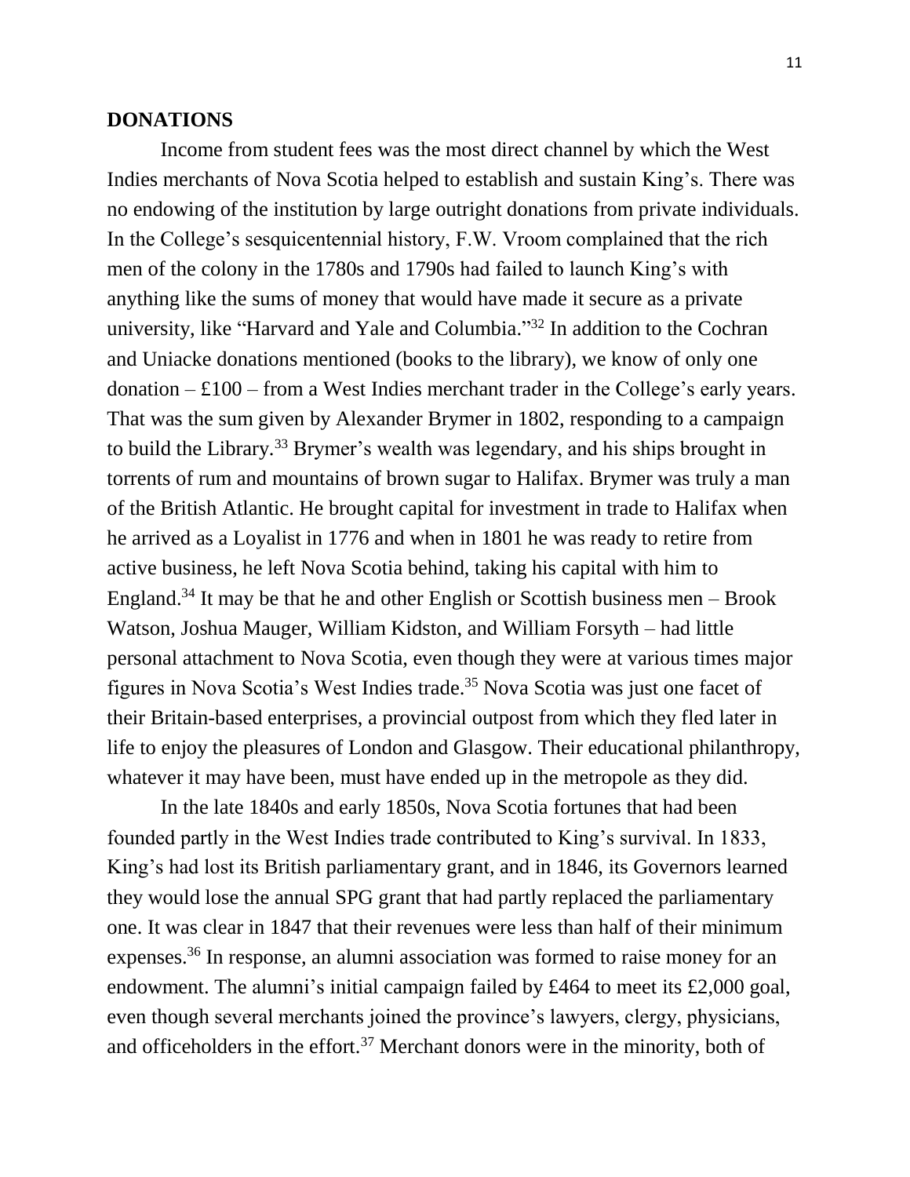## DONATIONS

Income from student fees was the most direct channel by which the West Indies merchants of Nova Scotia helped to establish and sustain King's. There was no endowing of the institution by large outright donations from private individuals. In the College's sesquicentennial history, F.W. Vroom complained that the rich men of the colony in the 1780s and 1790s had failed to launch King's with anything like the sums of money that would have made it secure as a private university, like "Harvard and Yale and Columbia."[32] In addition to the Cochran and Uniacke donations mentioned (books to the library), we know of only one donation – £100 – from a West Indies merchant trader in the College's early years. That was the sum given by Alexander Brymer in 1802, responding to a campaign to build the Library.[33] Brymer's wealth was legendary, and his ships brought in torrents of rum and mountains of brown sugar to Halifax. Brymer was truly a man of the British Atlantic. He brought capital for investment in trade to Halifax when he arrived as a Loyalist in 1776 and when in 1801 he was ready to retire from active business, he left Nova Scotia behind, taking his capital with him to England.[34] It may be that he and other English or Scottish business men – Brook Watson, Joshua Mauger, William Kidston, and William Forsyth – had little personal attachment to Nova Scotia, even though they were at various times major figures in Nova Scotia's West Indies trade.[35] Nova Scotia was just one facet of their Britain-based enterprises, a provincial outpost from which they fled later in life to enjoy the pleasures of London and Glasgow. Their educational philanthropy, whatever it may have been, must have ended up in the metropole as they did.

In the late 1840s and early 1850s, Nova Scotia fortunes that had been founded partly in the West Indies trade contributed to King's survival. In 1833, King's had lost its British parliamentary grant, and in 1846, its Governors learned they would lose the annual SPG grant that had partly replaced the parliamentary one. It was clear in 1847 that their revenues were less than half of their minimum expenses.[36] In response, an alumni association was formed to raise money for an endowment. The alumni's initial campaign failed by £464 to meet its £2,000 goal, even though several merchants joined the province's lawyers, clergy, physicians, and officeholders in the effort.[37] Merchant donors were in the minority, both of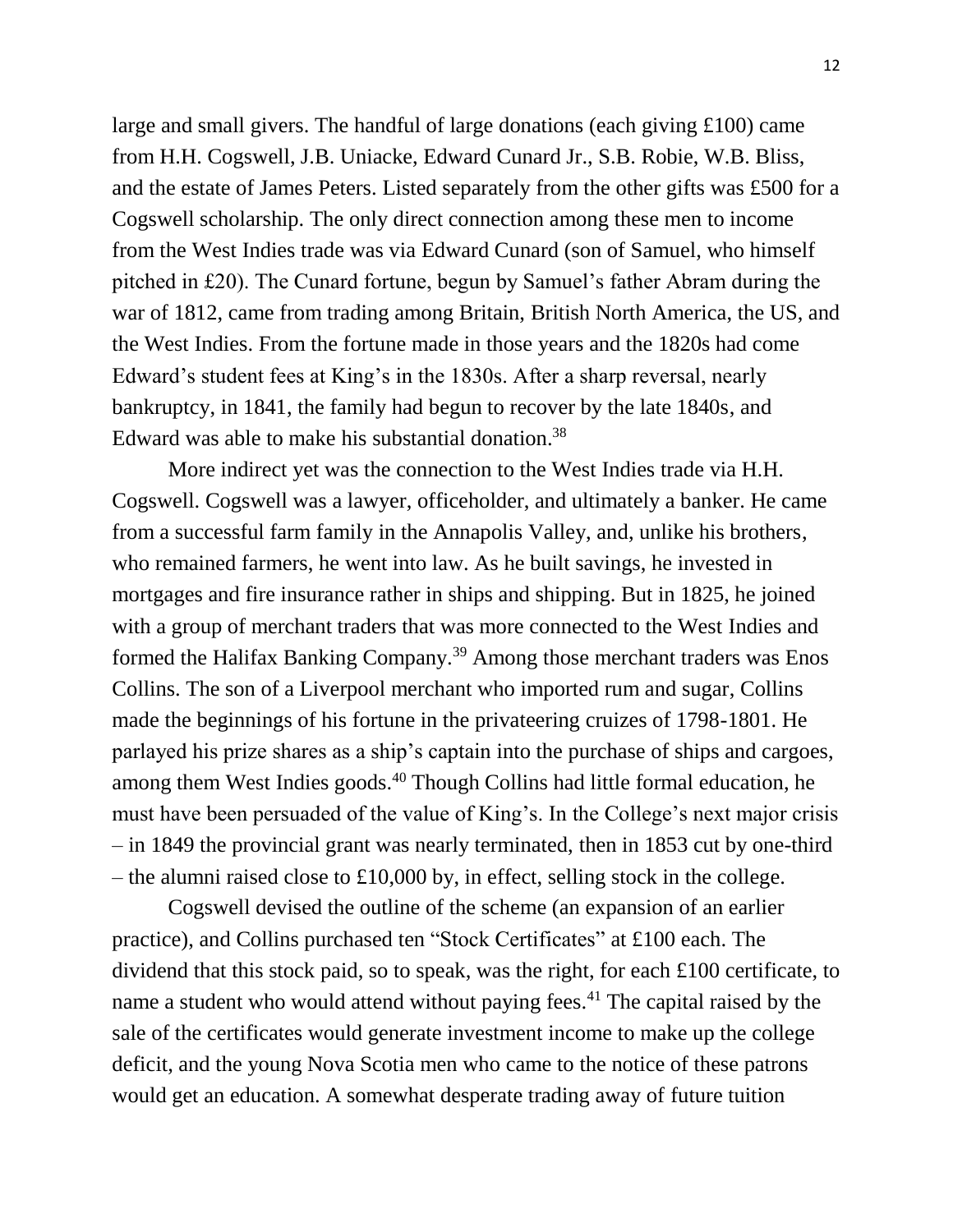large and small givers. The handful of large donations (each giving £100) came from H.H. Cogswell, J.B. Uniacke, Edward Cunard Jr., S.B. Robie, W.B. Bliss, and the estate of James Peters. Listed separately from the other gifts was £500 for a Cogswell scholarship. The only direct connection among these men to income from the West Indies trade was via Edward Cunard (son of Samuel, who himself pitched in £20). The Cunard fortune, begun by Samuel's father Abram during the war of 1812, came from trading among Britain, British North America, the US, and the West Indies. From the fortune made in those years and the 1820s had come Edward's student fees at King's in the 1830s. After a sharp reversal, nearly bankruptcy, in 1841, the family had begun to recover by the late 1840s, and Edward was able to make his substantial donation.[38]

More indirect yet was the connection to the West Indies trade via H.H. Cogswell. Cogswell was a lawyer, officeholder, and ultimately a banker. He came from a successful farm family in the Annapolis Valley, and, unlike his brothers, who remained farmers, he went into law. As he built savings, he invested in mortgages and fire insurance rather in ships and shipping. But in 1825, he joined with a group of merchant traders that was more connected to the West Indies and formed the Halifax Banking Company.[39] Among those merchant traders was Enos Collins. The son of a Liverpool merchant who imported rum and sugar, Collins made the beginnings of his fortune in the privateering cruizes of 1798-1801. He parlayed his prize shares as a ship's captain into the purchase of ships and cargoes, among them West Indies goods.[40] Though Collins had little formal education, he must have been persuaded of the value of King's. In the College's next major crisis – in 1849 the provincial grant was nearly terminated, then in 1853 cut by one-third – the alumni raised close to £10,000 by, in effect, selling stock in the college.

Cogswell devised the outline of the scheme (an expansion of an earlier practice), and Collins purchased ten "Stock Certificates" at £100 each. The dividend that this stock paid, so to speak, was the right, for each £100 certificate, to name a student who would attend without paying fees.[41] The capital raised by the sale of the certificates would generate investment income to make up the college deficit, and the young Nova Scotia men who came to the notice of these patrons would get an education. A somewhat desperate trading away of future tuition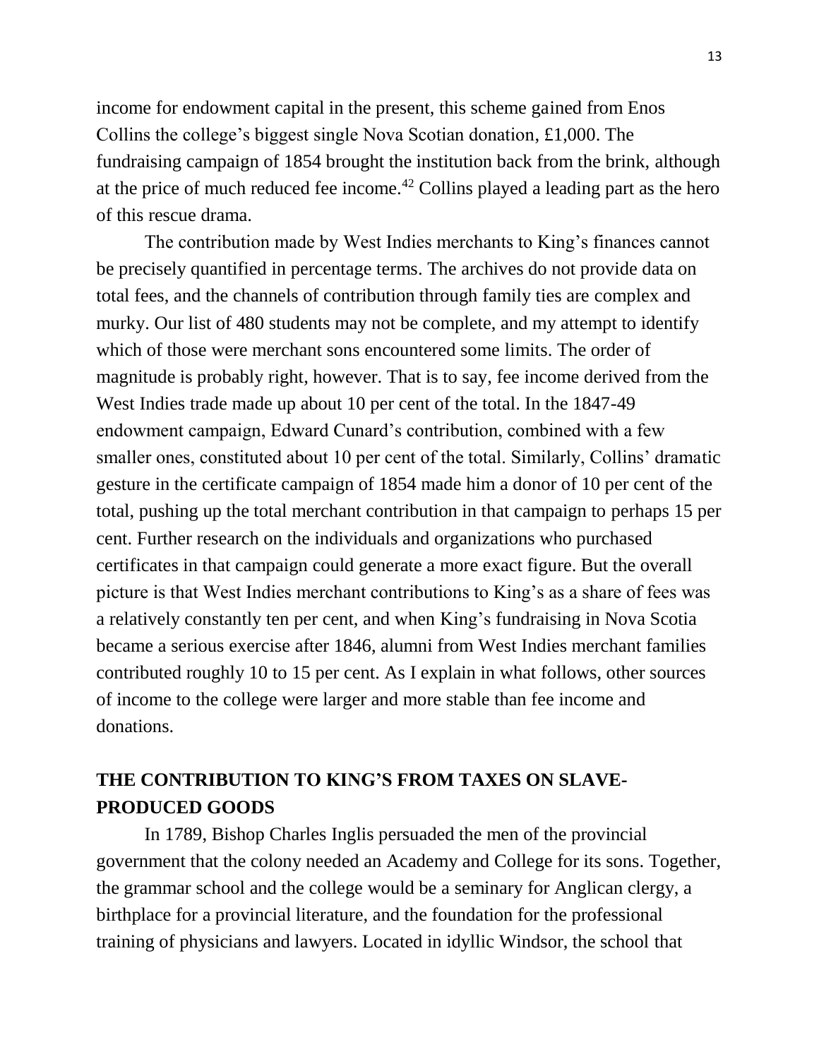income for endowment capital in the present, this scheme gained from Enos Collins the college's biggest single Nova Scotian donation, £1,000. The fundraising campaign of 1854 brought the institution back from the brink, although at the price of much reduced fee income.[42] Collins played a leading part as the hero of this rescue drama.

The contribution made by West Indies merchants to King's finances cannot be precisely quantified in percentage terms. The archives do not provide data on total fees, and the channels of contribution through family ties are complex and murky. Our list of 480 students may not be complete, and my attempt to identify which of those were merchant sons encountered some limits. The order of magnitude is probably right, however. That is to say, fee income derived from the West Indies trade made up about 10 per cent of the total. In the 1847-49 endowment campaign, Edward Cunard's contribution, combined with a few smaller ones, constituted about 10 per cent of the total. Similarly, Collins' dramatic gesture in the certificate campaign of 1854 made him a donor of 10 per cent of the total, pushing up the total merchant contribution in that campaign to perhaps 15 per cent. Further research on the individuals and organizations who purchased certificates in that campaign could generate a more exact figure. But the overall picture is that West Indies merchant contributions to King's as a share of fees was a relatively constantly ten per cent, and when King's fundraising in Nova Scotia became a serious exercise after 1846, alumni from West Indies merchant families contributed roughly 10 to 15 per cent. As I explain in what follows, other sources of income to the college were larger and more stable than fee income and donations.

## THE CONTRIBUTION TO KING'S FROM TAXES ON SLAVE-PRODUCED GOODS

In 1789, Bishop Charles Inglis persuaded the men of the provincial government that the colony needed an Academy and College for its sons. Together, the grammar school and the college would be a seminary for Anglican clergy, a birthplace for a provincial literature, and the foundation for the professional training of physicians and lawyers. Located in idyllic Windsor, the school that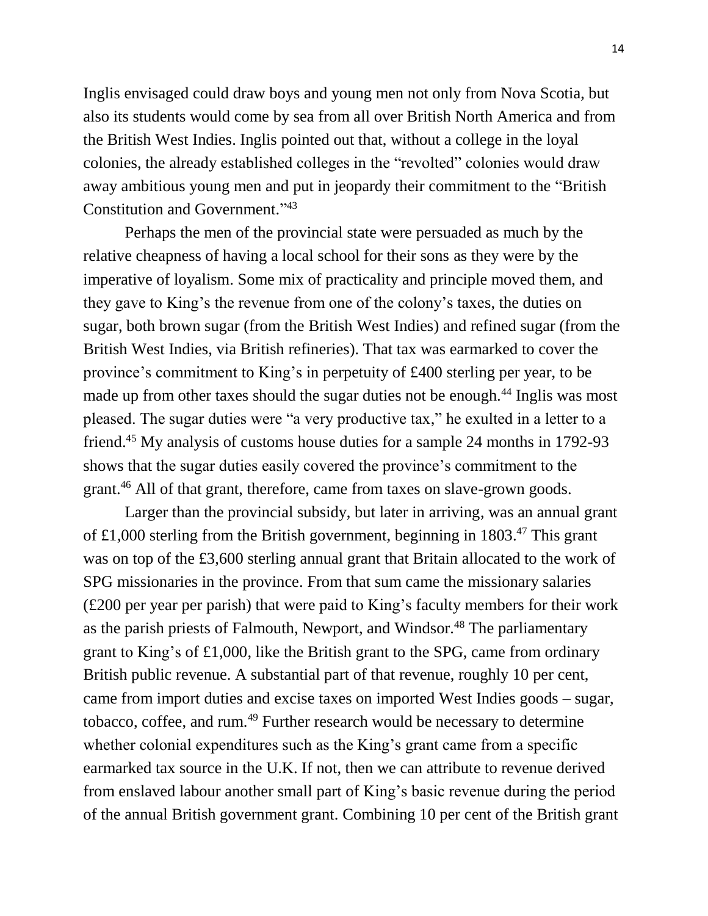Inglis envisaged could draw boys and young men not only from Nova Scotia, but also its students would come by sea from all over British North America and from the British West Indies. Inglis pointed out that, without a college in the loyal colonies, the already established colleges in the "revolted" colonies would draw away ambitious young men and put in jeopardy their commitment to the "British Constitution and Government."[43]

Perhaps the men of the provincial state were persuaded as much by the relative cheapness of having a local school for their sons as they were by the imperative of loyalism. Some mix of practicality and principle moved them, and they gave to King's the revenue from one of the colony's taxes, the duties on sugar, both brown sugar (from the British West Indies) and refined sugar (from the British West Indies, via British refineries). That tax was earmarked to cover the province's commitment to King's in perpetuity of £400 sterling per year, to be made up from other taxes should the sugar duties not be enough.[44] Inglis was most pleased. The sugar duties were "a very productive tax," he exulted in a letter to a friend.[45] My analysis of customs house duties for a sample 24 months in 1792-93 shows that the sugar duties easily covered the province's commitment to the grant.[46] All of that grant, therefore, came from taxes on slave-grown goods.

Larger than the provincial subsidy, but later in arriving, was an annual grant of £1,000 sterling from the British government, beginning in 1803.[47] This grant was on top of the £3,600 sterling annual grant that Britain allocated to the work of SPG missionaries in the province. From that sum came the missionary salaries (£200 per year per parish) that were paid to King's faculty members for their work as the parish priests of Falmouth, Newport, and Windsor.[48] The parliamentary grant to King's of £1,000, like the British grant to the SPG, came from ordinary British public revenue. A substantial part of that revenue, roughly 10 per cent, came from import duties and excise taxes on imported West Indies goods – sugar, tobacco, coffee, and rum.[49] Further research would be necessary to determine whether colonial expenditures such as the King's grant came from a specific earmarked tax source in the U.K. If not, then we can attribute to revenue derived from enslaved labour another small part of King's basic revenue during the period of the annual British government grant. Combining 10 per cent of the British grant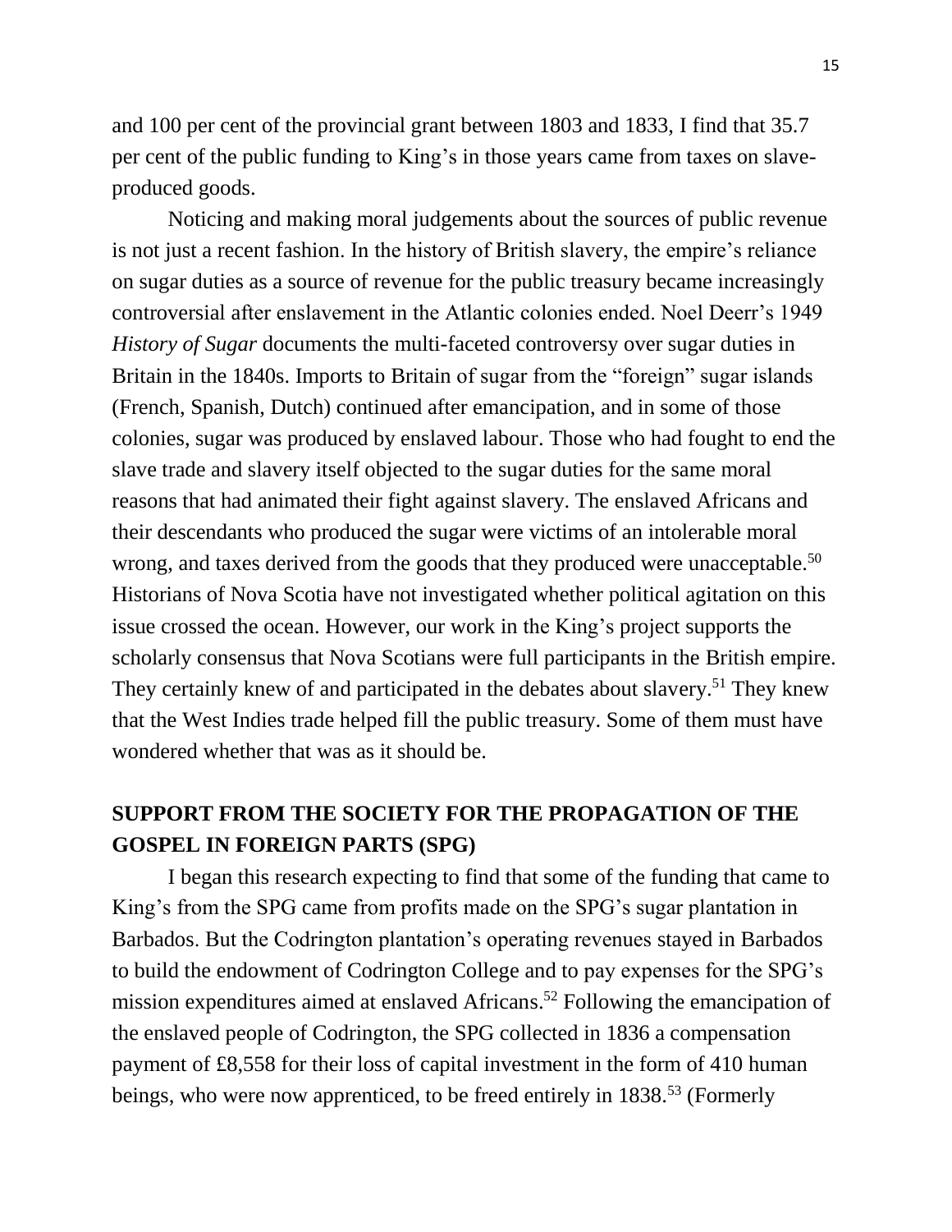and 100 per cent of the provincial grant between 1803 and 1833, I find that 35.7 per cent of the public funding to King's in those years came from taxes on slave-produced goods.

Noticing and making moral judgements about the sources of public revenue is not just a recent fashion. In the history of British slavery, the empire's reliance on sugar duties as a source of revenue for the public treasury became increasingly controversial after enslavement in the Atlantic colonies ended. Noel Deerr's 1949 *History of Sugar* documents the multi-faceted controversy over sugar duties in Britain in the 1840s. Imports to Britain of sugar from the "foreign" sugar islands (French, Spanish, Dutch) continued after emancipation, and in some of those colonies, sugar was produced by enslaved labour. Those who had fought to end the slave trade and slavery itself objected to the sugar duties for the same moral reasons that had animated their fight against slavery. The enslaved Africans and their descendants who produced the sugar were victims of an intolerable moral wrong, and taxes derived from the goods that they produced were unacceptable.[50] Historians of Nova Scotia have not investigated whether political agitation on this issue crossed the ocean. However, our work in the King's project supports the scholarly consensus that Nova Scotians were full participants in the British empire. They certainly knew of and participated in the debates about slavery.[51] They knew that the West Indies trade helped fill the public treasury. Some of them must have wondered whether that was as it should be.

## SUPPORT FROM THE SOCIETY FOR THE PROPAGATION OF THE GOSPEL IN FOREIGN PARTS (SPG)

I began this research expecting to find that some of the funding that came to King's from the SPG came from profits made on the SPG's sugar plantation in Barbados. But the Codrington plantation's operating revenues stayed in Barbados to build the endowment of Codrington College and to pay expenses for the SPG's mission expenditures aimed at enslaved Africans.[52] Following the emancipation of the enslaved people of Codrington, the SPG collected in 1836 a compensation payment of £8,558 for their loss of capital investment in the form of 410 human beings, who were now apprenticed, to be freed entirely in 1838.[53] (Formerly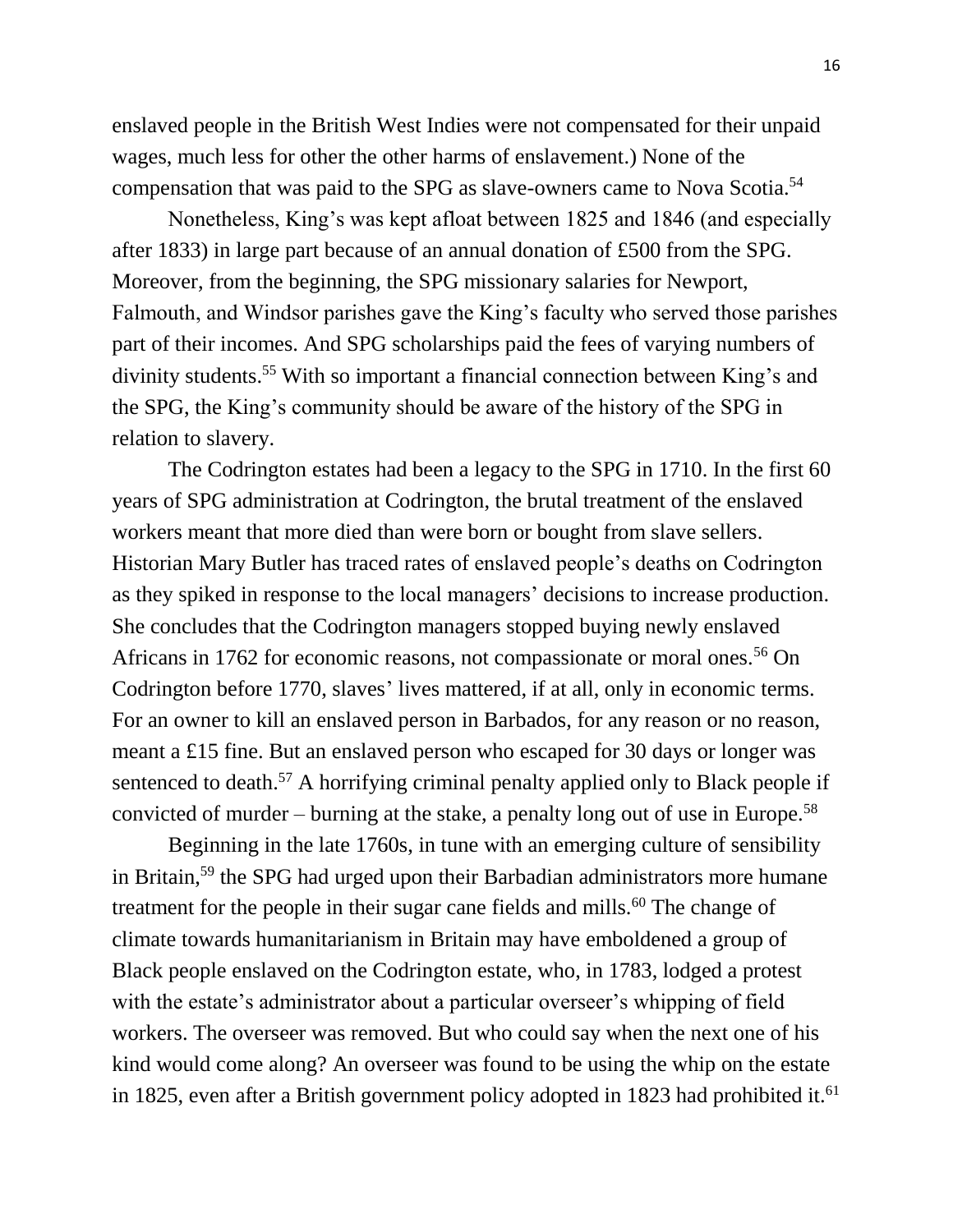enslaved people in the British West Indies were not compensated for their unpaid wages, much less for other the other harms of enslavement.) None of the compensation that was paid to the SPG as slave-owners came to Nova Scotia.[54]

Nonetheless, King's was kept afloat between 1825 and 1846 (and especially after 1833) in large part because of an annual donation of £500 from the SPG. Moreover, from the beginning, the SPG missionary salaries for Newport, Falmouth, and Windsor parishes gave the King's faculty who served those parishes part of their incomes. And SPG scholarships paid the fees of varying numbers of divinity students.[55] With so important a financial connection between King's and the SPG, the King's community should be aware of the history of the SPG in relation to slavery.

The Codrington estates had been a legacy to the SPG in 1710. In the first 60 years of SPG administration at Codrington, the brutal treatment of the enslaved workers meant that more died than were born or bought from slave sellers. Historian Mary Butler has traced rates of enslaved people's deaths on Codrington as they spiked in response to the local managers' decisions to increase production. She concludes that the Codrington managers stopped buying newly enslaved Africans in 1762 for economic reasons, not compassionate or moral ones.[56] On Codrington before 1770, slaves' lives mattered, if at all, only in economic terms. For an owner to kill an enslaved person in Barbados, for any reason or no reason, meant a £15 fine. But an enslaved person who escaped for 30 days or longer was sentenced to death.[57] A horrifying criminal penalty applied only to Black people if convicted of murder – burning at the stake, a penalty long out of use in Europe.[58]

Beginning in the late 1760s, in tune with an emerging culture of sensibility in Britain,[59] the SPG had urged upon their Barbadian administrators more humane treatment for the people in their sugar cane fields and mills.[60] The change of climate towards humanitarianism in Britain may have emboldened a group of Black people enslaved on the Codrington estate, who, in 1783, lodged a protest with the estate's administrator about a particular overseer's whipping of field workers. The overseer was removed. But who could say when the next one of his kind would come along? An overseer was found to be using the whip on the estate in 1825, even after a British government policy adopted in 1823 had prohibited it.[61]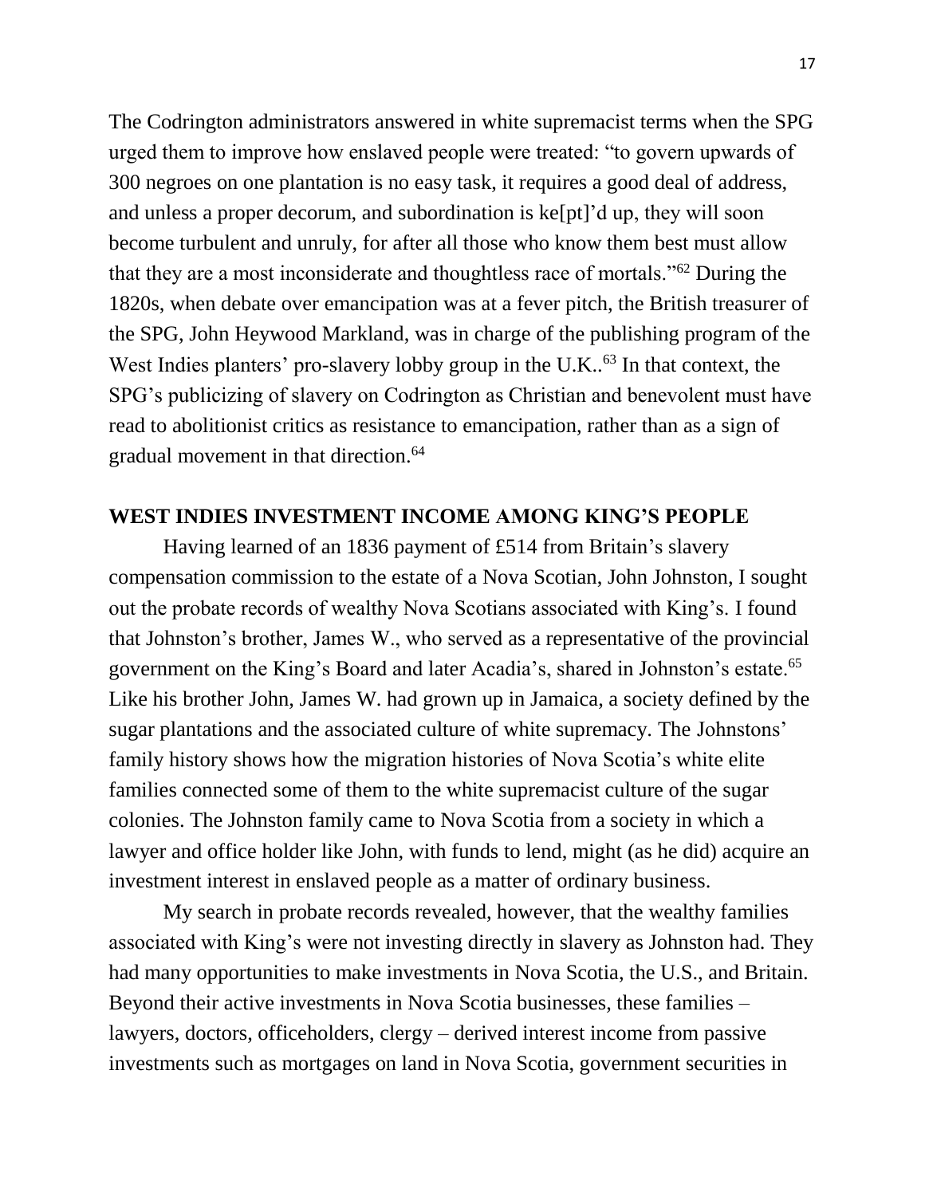The Codrington administrators answered in white supremacist terms when the SPG urged them to improve how enslaved people were treated: "to govern upwards of 300 negroes on one plantation is no easy task, it requires a good deal of address, and unless a proper decorum, and subordination is ke[pt]'d up, they will soon become turbulent and unruly, for after all those who know them best must allow that they are a most inconsiderate and thoughtless race of mortals."[62] During the 1820s, when debate over emancipation was at a fever pitch, the British treasurer of the SPG, John Heywood Markland, was in charge of the publishing program of the West Indies planters' pro-slavery lobby group in the U.K..[63] In that context, the SPG's publicizing of slavery on Codrington as Christian and benevolent must have read to abolitionist critics as resistance to emancipation, rather than as a sign of gradual movement in that direction.[64]

## WEST INDIES INVESTMENT INCOME AMONG KING'S PEOPLE

Having learned of an 1836 payment of £514 from Britain's slavery compensation commission to the estate of a Nova Scotian, John Johnston, I sought out the probate records of wealthy Nova Scotians associated with King's. I found that Johnston's brother, James W., who served as a representative of the provincial government on the King's Board and later Acadia's, shared in Johnston's estate.[65] Like his brother John, James W. had grown up in Jamaica, a society defined by the sugar plantations and the associated culture of white supremacy. The Johnstons' family history shows how the migration histories of Nova Scotia's white elite families connected some of them to the white supremacist culture of the sugar colonies. The Johnston family came to Nova Scotia from a society in which a lawyer and office holder like John, with funds to lend, might (as he did) acquire an investment interest in enslaved people as a matter of ordinary business.

My search in probate records revealed, however, that the wealthy families associated with King's were not investing directly in slavery as Johnston had. They had many opportunities to make investments in Nova Scotia, the U.S., and Britain. Beyond their active investments in Nova Scotia businesses, these families – lawyers, doctors, officeholders, clergy – derived interest income from passive investments such as mortgages on land in Nova Scotia, government securities in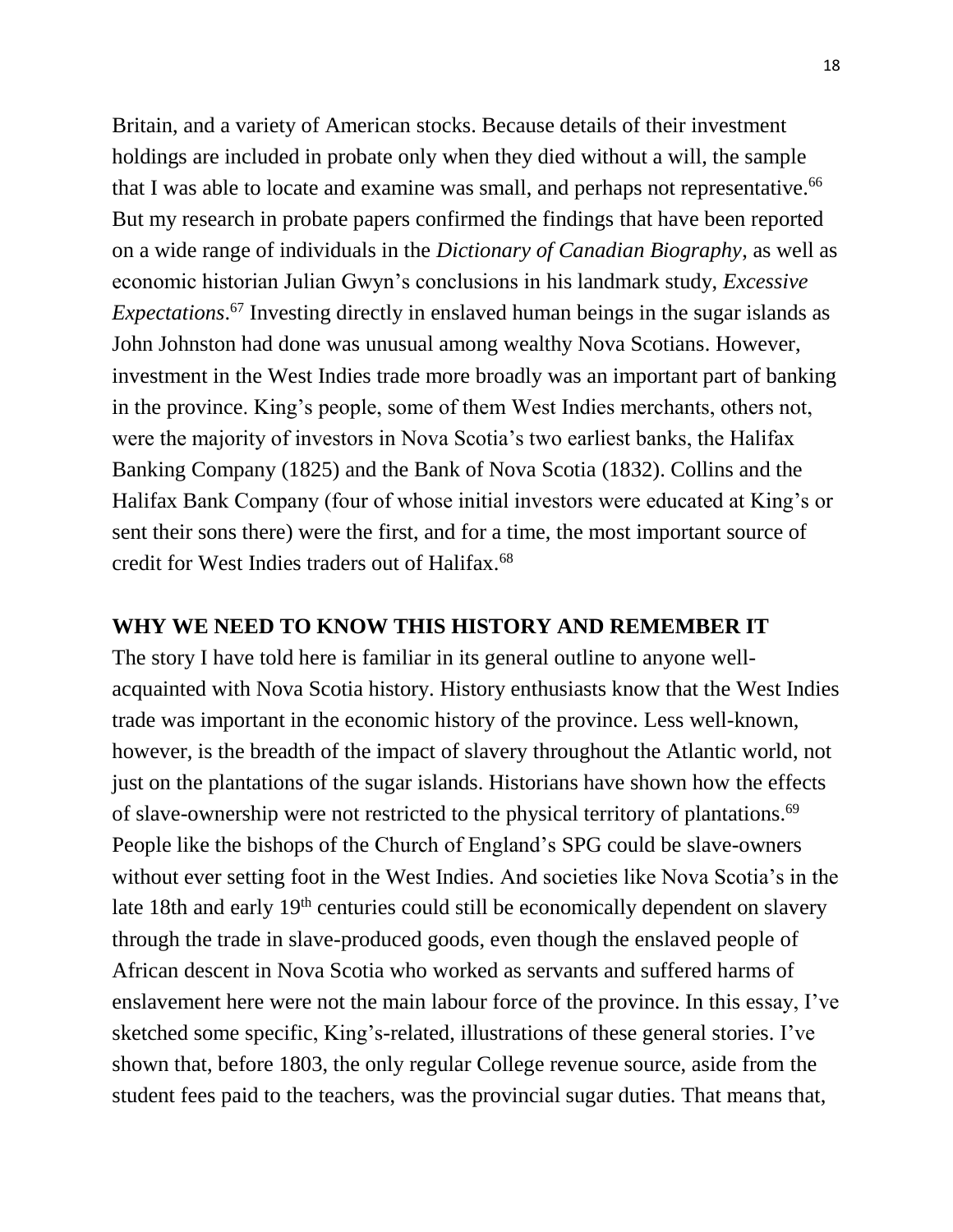Britain, and a variety of American stocks. Because details of their investment holdings are included in probate only when they died without a will, the sample that I was able to locate and examine was small, and perhaps not representative.[66] But my research in probate papers confirmed the findings that have been reported on a wide range of individuals in the *Dictionary of Canadian Biography,* as well as economic historian Julian Gwyn's conclusions in his landmark study, *Excessive Expectations*.[67] Investing directly in enslaved human beings in the sugar islands as John Johnston had done was unusual among wealthy Nova Scotians. However, investment in the West Indies trade more broadly was an important part of banking in the province. King's people, some of them West Indies merchants, others not, were the majority of investors in Nova Scotia's two earliest banks, the Halifax Banking Company (1825) and the Bank of Nova Scotia (1832). Collins and the Halifax Bank Company (four of whose initial investors were educated at King's or sent their sons there) were the first, and for a time, the most important source of credit for West Indies traders out of Halifax.[68]

## WHY WE NEED TO KNOW THIS HISTORY AND REMEMBER IT

The story I have told here is familiar in its general outline to anyone well-acquainted with Nova Scotia history. History enthusiasts know that the West Indies trade was important in the economic history of the province. Less well-known, however, is the breadth of the impact of slavery throughout the Atlantic world, not just on the plantations of the sugar islands. Historians have shown how the effects of slave-ownership were not restricted to the physical territory of plantations.[69] People like the bishops of the Church of England's SPG could be slave-owners without ever setting foot in the West Indies. And societies like Nova Scotia's in the late 18th and early 19th centuries could still be economically dependent on slavery through the trade in slave-produced goods, even though the enslaved people of African descent in Nova Scotia who worked as servants and suffered harms of enslavement here were not the main labour force of the province. In this essay, I've sketched some specific, King's-related, illustrations of these general stories. I've shown that, before 1803, the only regular College revenue source, aside from the student fees paid to the teachers, was the provincial sugar duties. That means that,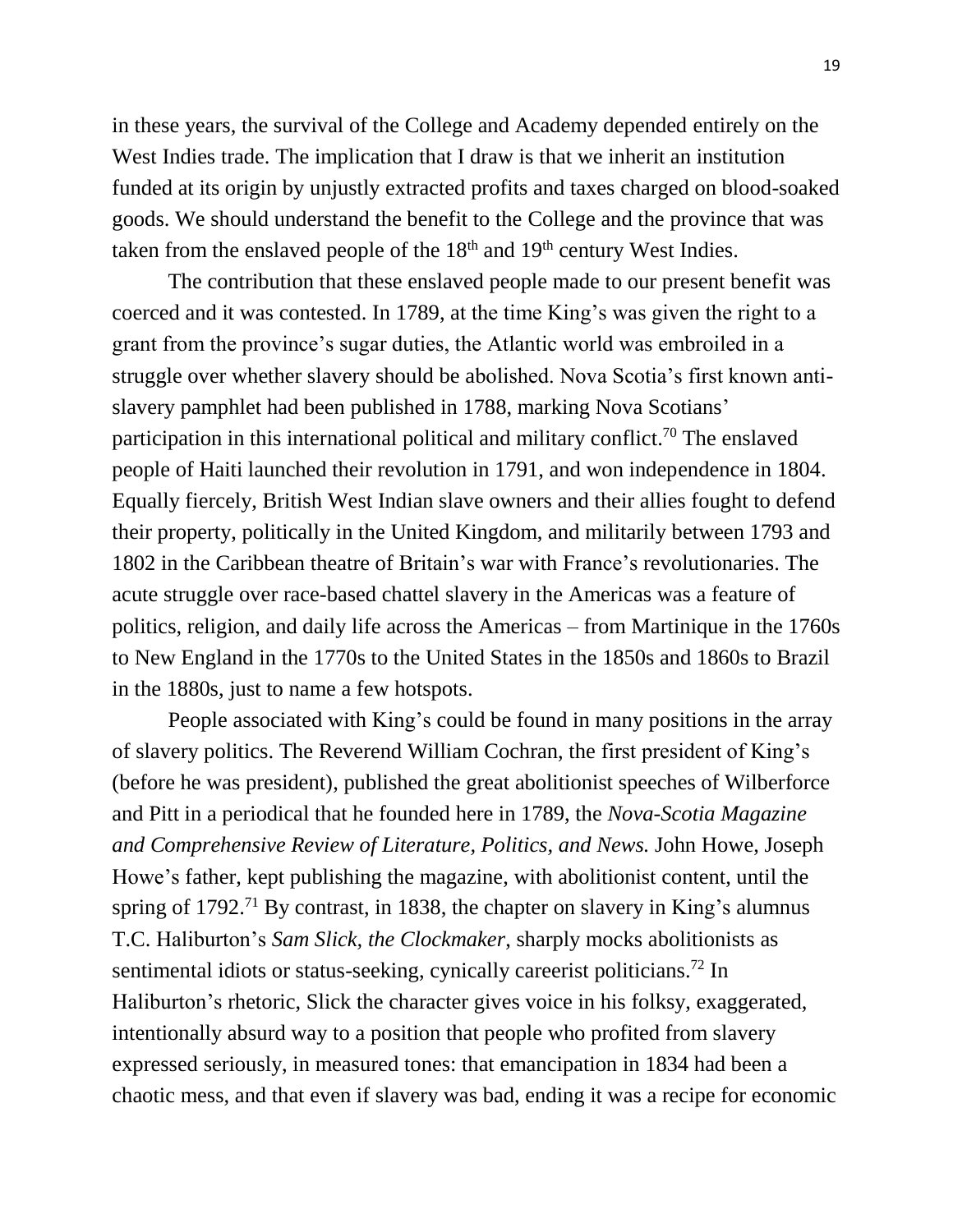in these years, the survival of the College and Academy depended entirely on the West Indies trade. The implication that I draw is that we inherit an institution funded at its origin by unjustly extracted profits and taxes charged on blood-soaked goods. We should understand the benefit to the College and the province that was taken from the enslaved people of the 18th and 19th century West Indies.

The contribution that these enslaved people made to our present benefit was coerced and it was contested. In 1789, at the time King's was given the right to a grant from the province's sugar duties, the Atlantic world was embroiled in a struggle over whether slavery should be abolished. Nova Scotia's first known anti-slavery pamphlet had been published in 1788, marking Nova Scotians' participation in this international political and military conflict.[70] The enslaved people of Haiti launched their revolution in 1791, and won independence in 1804. Equally fiercely, British West Indian slave owners and their allies fought to defend their property, politically in the United Kingdom, and militarily between 1793 and 1802 in the Caribbean theatre of Britain's war with France's revolutionaries. The acute struggle over race-based chattel slavery in the Americas was a feature of politics, religion, and daily life across the Americas – from Martinique in the 1760s to New England in the 1770s to the United States in the 1850s and 1860s to Brazil in the 1880s, just to name a few hotspots.

People associated with King's could be found in many positions in the array of slavery politics. The Reverend William Cochran, the first president of King's (before he was president), published the great abolitionist speeches of Wilberforce and Pitt in a periodical that he founded here in 1789, the *Nova-Scotia Magazine and Comprehensive Review of Literature, Politics, and News.* John Howe, Joseph Howe's father, kept publishing the magazine, with abolitionist content, until the spring of 1792.[71] By contrast, in 1838, the chapter on slavery in King's alumnus T.C. Haliburton's *Sam Slick, the Clockmaker*, sharply mocks abolitionists as sentimental idiots or status-seeking, cynically careerist politicians.[72] In Haliburton's rhetoric, Slick the character gives voice in his folksy, exaggerated, intentionally absurd way to a position that people who profited from slavery expressed seriously, in measured tones: that emancipation in 1834 had been a chaotic mess, and that even if slavery was bad, ending it was a recipe for economic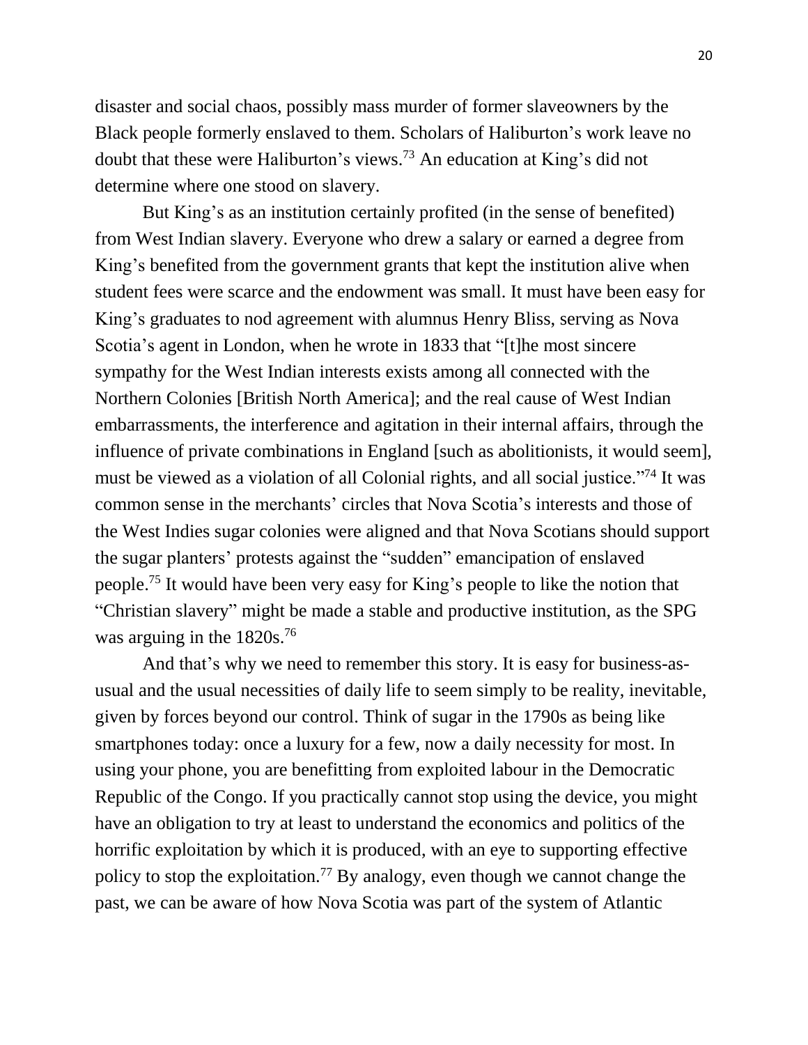disaster and social chaos, possibly mass murder of former slaveowners by the Black people formerly enslaved to them. Scholars of Haliburton's work leave no doubt that these were Haliburton's views.[73] An education at King's did not determine where one stood on slavery.

But King's as an institution certainly profited (in the sense of benefited) from West Indian slavery. Everyone who drew a salary or earned a degree from King's benefited from the government grants that kept the institution alive when student fees were scarce and the endowment was small. It must have been easy for King's graduates to nod agreement with alumnus Henry Bliss, serving as Nova Scotia's agent in London, when he wrote in 1833 that "[t]he most sincere sympathy for the West Indian interests exists among all connected with the Northern Colonies [British North America]; and the real cause of West Indian embarrassments, the interference and agitation in their internal affairs, through the influence of private combinations in England [such as abolitionists, it would seem], must be viewed as a violation of all Colonial rights, and all social justice."[74] It was common sense in the merchants' circles that Nova Scotia's interests and those of the West Indies sugar colonies were aligned and that Nova Scotians should support the sugar planters' protests against the "sudden" emancipation of enslaved people.[75] It would have been very easy for King's people to like the notion that "Christian slavery" might be made a stable and productive institution, as the SPG was arguing in the 1820s.[76]

And that's why we need to remember this story. It is easy for business-as-usual and the usual necessities of daily life to seem simply to be reality, inevitable, given by forces beyond our control. Think of sugar in the 1790s as being like smartphones today: once a luxury for a few, now a daily necessity for most. In using your phone, you are benefitting from exploited labour in the Democratic Republic of the Congo. If you practically cannot stop using the device, you might have an obligation to try at least to understand the economics and politics of the horrific exploitation by which it is produced, with an eye to supporting effective policy to stop the exploitation.[77] By analogy, even though we cannot change the past, we can be aware of how Nova Scotia was part of the system of Atlantic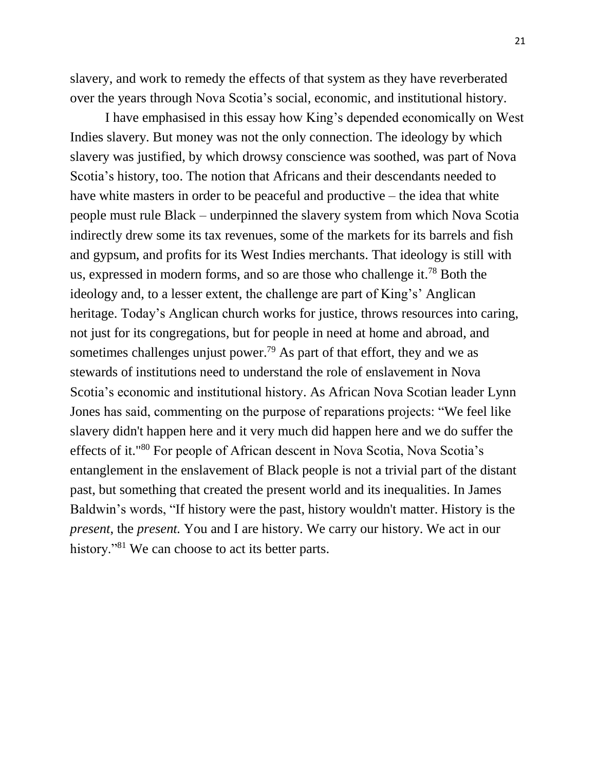slavery, and work to remedy the effects of that system as they have reverberated over the years through Nova Scotia's social, economic, and institutional history.

I have emphasised in this essay how King's depended economically on West Indies slavery. But money was not the only connection. The ideology by which slavery was justified, by which drowsy conscience was soothed, was part of Nova Scotia's history, too. The notion that Africans and their descendants needed to have white masters in order to be peaceful and productive – the idea that white people must rule Black – underpinned the slavery system from which Nova Scotia indirectly drew some its tax revenues, some of the markets for its barrels and fish and gypsum, and profits for its West Indies merchants. That ideology is still with us, expressed in modern forms, and so are those who challenge it.[78] Both the ideology and, to a lesser extent, the challenge are part of King's' Anglican heritage. Today's Anglican church works for justice, throws resources into caring, not just for its congregations, but for people in need at home and abroad, and sometimes challenges unjust power.[79] As part of that effort, they and we as stewards of institutions need to understand the role of enslavement in Nova Scotia's economic and institutional history. As African Nova Scotian leader Lynn Jones has said, commenting on the purpose of reparations projects: "We feel like slavery didn't happen here and it very much did happen here and we do suffer the effects of it."[80] For people of African descent in Nova Scotia, Nova Scotia's entanglement in the enslavement of Black people is not a trivial part of the distant past, but something that created the present world and its inequalities. In James Baldwin's words, "If history were the past, history wouldn't matter. History is the *present*, the *present.* You and I are history. We carry our history. We act in our history."[81] We can choose to act its better parts.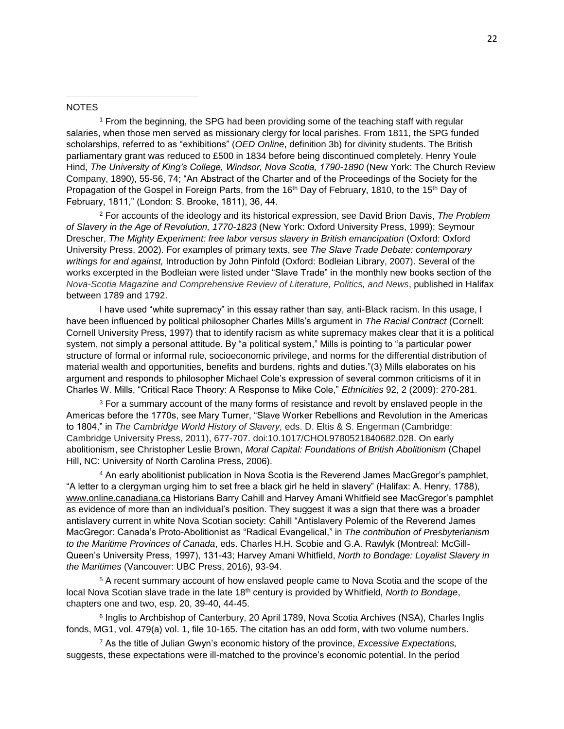NOTES

[1] From the beginning, the SPG had been providing some of the teaching staff with regular salaries, when those men served as missionary clergy for local parishes. From 1811, the SPG funded scholarships, referred to as "exhibitions" (*OED Online*, definition 3b) for divinity students. The British parliamentary grant was reduced to £500 in 1834 before being discontinued completely. Henry Youle Hind, *The University of King's College, Windsor, Nova Scotia, 1790-1890* (New York: The Church Review Company, 1890), 55-56, 74; "An Abstract of the Charter and of the Proceedings of the Society for the Propagation of the Gospel in Foreign Parts, from the 16th Day of February, 1810, to the 15th Day of February, 1811," (London: S. Brooke, 1811), 36, 44.

[2] For accounts of the ideology and its historical expression, see David Brion Davis, *The Problem of Slavery in the Age of Revolution, 1770-1823* (New York: Oxford University Press, 1999); Seymour Drescher, *The Mighty Experiment: free labor versus slavery in British emancipation* (Oxford: Oxford University Press, 2002). For examples of primary texts, see *The Slave Trade Debate: contemporary writings for and against,* Introduction by John Pinfold (Oxford: Bodleian Library, 2007). Several of the works excerpted in the Bodleian were listed under "Slave Trade" in the monthly new books section of the *Nova-Scotia Magazine and Comprehensive Review of Literature, Politics, and News*, published in Halifax between 1789 and 1792.

I have used "white supremacy" in this essay rather than say, anti-Black racism. In this usage, I have been influenced by political philosopher Charles Mills's argument in *The Racial Contract* (Cornell: Cornell University Press, 1997) that to identify racism as white supremacy makes clear that it is a political system, not simply a personal attitude. By "a political system," Mills is pointing to "a particular power structure of formal or informal rule, socioeconomic privilege, and norms for the differential distribution of material wealth and opportunities, benefits and burdens, rights and duties."(3) Mills elaborates on his argument and responds to philosopher Michael Cole's expression of several common criticisms of it in Charles W. Mills, "Critical Race Theory: A Response to Mike Cole," *Ethnicities* 92, 2 (2009): 270-281.

[3] For a summary account of the many forms of resistance and revolt by enslaved people in the Americas before the 1770s, see Mary Turner, "Slave Worker Rebellions and Revolution in the Americas to 1804," in *The Cambridge World History of Slavery,* eds. D. Eltis & S. Engerman (Cambridge: Cambridge University Press, 2011), 677-707. doi:10.1017/CHOL9780521840682.028. On early abolitionism, see Christopher Leslie Brown, *Moral Capital: Foundations of British Abolitionism* (Chapel Hill, NC: University of North Carolina Press, 2006).

[4] An early abolitionist publication in Nova Scotia is the Reverend James MacGregor's pamphlet, "A letter to a clergyman urging him to set free a black girl he held in slavery" (Halifax: A. Henry, 1788), www.online.canadiana.ca Historians Barry Cahill and Harvey Amani Whitfield see MacGregor's pamphlet as evidence of more than an individual's position. They suggest it was a sign that there was a broader antislavery current in white Nova Scotian society: Cahill "Antislavery Polemic of the Reverend James MacGregor: Canada's Proto-Abolitionist as "Radical Evangelical," in *The contribution of Presbyterianism to the Maritime Provinces of Canada*, eds. Charles H.H. Scobie and G.A. Rawlyk (Montreal: McGill-Queen's University Press, 1997), 131-43; Harvey Amani Whitfield, *North to Bondage: Loyalist Slavery in the Maritimes* (Vancouver: UBC Press, 2016), 93-94.

[5] A recent summary account of how enslaved people came to Nova Scotia and the scope of the local Nova Scotian slave trade in the late 18th century is provided by Whitfield, *North to Bondage*, chapters one and two, esp. 20, 39-40, 44-45.

[6] Inglis to Archbishop of Canterbury, 20 April 1789, Nova Scotia Archives (NSA), Charles Inglis fonds, MG1, vol. 479(a) vol. 1, file 10-165. The citation has an odd form, with two volume numbers.

[7] As the title of Julian Gwyn's economic history of the province, *Excessive Expectations,* suggests, these expectations were ill-matched to the province's economic potential. In the period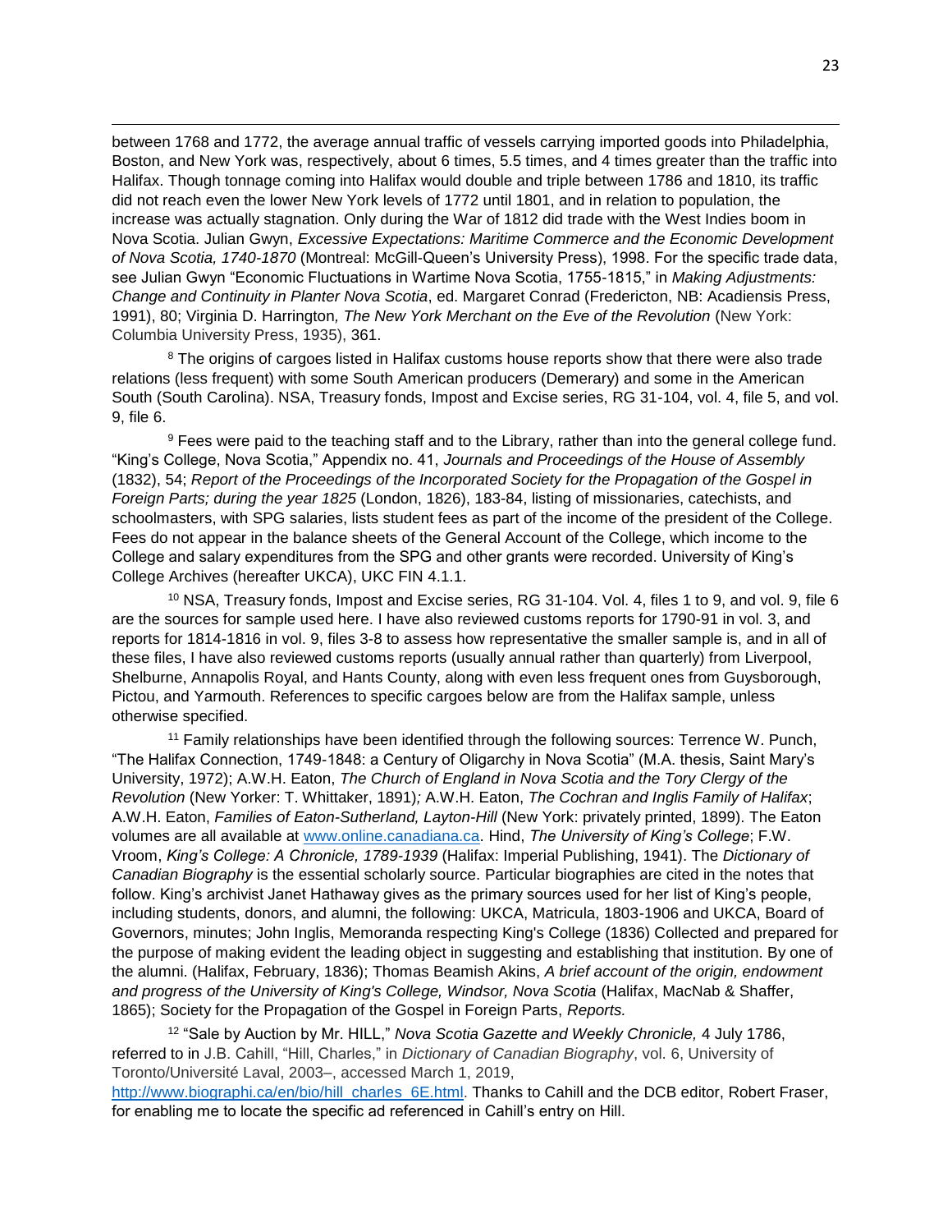between 1768 and 1772, the average annual traffic of vessels carrying imported goods into Philadelphia, Boston, and New York was, respectively, about 6 times, 5.5 times, and 4 times greater than the traffic into Halifax. Though tonnage coming into Halifax would double and triple between 1786 and 1810, its traffic did not reach even the lower New York levels of 1772 until 1801, and in relation to population, the increase was actually stagnation. Only during the War of 1812 did trade with the West Indies boom in Nova Scotia. Julian Gwyn, *Excessive Expectations: Maritime Commerce and the Economic Development of Nova Scotia, 1740-1870* (Montreal: McGill-Queen's University Press), 1998. For the specific trade data, see Julian Gwyn "Economic Fluctuations in Wartime Nova Scotia, 1755-1815," in *Making Adjustments: Change and Continuity in Planter Nova Scotia*, ed. Margaret Conrad (Fredericton, NB: Acadiensis Press, 1991), 80; Virginia D. Harrington*, The New York Merchant on the Eve of the Revolution* (New York: Columbia University Press, 1935), 361.

[8] The origins of cargoes listed in Halifax customs house reports show that there were also trade relations (less frequent) with some South American producers (Demerary) and some in the American South (South Carolina). NSA, Treasury fonds, Impost and Excise series, RG 31-104, vol. 4, file 5, and vol. 9, file 6.

[9] Fees were paid to the teaching staff and to the Library, rather than into the general college fund. "King's College, Nova Scotia," Appendix no. 41, *Journals and Proceedings of the House of Assembly* (1832), 54; *Report of the Proceedings of the Incorporated Society for the Propagation of the Gospel in Foreign Parts; during the year 1825* (London, 1826), 183-84, listing of missionaries, catechists, and schoolmasters, with SPG salaries, lists student fees as part of the income of the president of the College. Fees do not appear in the balance sheets of the General Account of the College, which income to the College and salary expenditures from the SPG and other grants were recorded. University of King's College Archives (hereafter UKCA), UKC FIN 4.1.1.

[10] NSA, Treasury fonds, Impost and Excise series, RG 31-104. Vol. 4, files 1 to 9, and vol. 9, file 6 are the sources for sample used here. I have also reviewed customs reports for 1790-91 in vol. 3, and reports for 1814-1816 in vol. 9, files 3-8 to assess how representative the smaller sample is, and in all of these files, I have also reviewed customs reports (usually annual rather than quarterly) from Liverpool, Shelburne, Annapolis Royal, and Hants County, along with even less frequent ones from Guysborough, Pictou, and Yarmouth. References to specific cargoes below are from the Halifax sample, unless otherwise specified.

[11] Family relationships have been identified through the following sources: Terrence W. Punch, "The Halifax Connection, 1749-1848: a Century of Oligarchy in Nova Scotia" (M.A. thesis, Saint Mary's University, 1972); A.W.H. Eaton, *The Church of England in Nova Scotia and the Tory Clergy of the Revolution* (New Yorker: T. Whittaker, 1891)*;* A.W.H. Eaton, *The Cochran and Inglis Family of Halifax*; A.W.H. Eaton, *Families of Eaton-Sutherland, Layton-Hill* (New York: privately printed, 1899). The Eaton volumes are all available at www.online.canadiana.ca. Hind, *The University of King's College*; F.W. Vroom, *King's College: A Chronicle, 1789-1939* (Halifax: Imperial Publishing, 1941). The *Dictionary of Canadian Biography* is the essential scholarly source. Particular biographies are cited in the notes that follow. King's archivist Janet Hathaway gives as the primary sources used for her list of King's people, including students, donors, and alumni, the following: UKCA, Matricula, 1803-1906 and UKCA, Board of Governors, minutes; John Inglis, Memoranda respecting King's College (1836) Collected and prepared for the purpose of making evident the leading object in suggesting and establishing that institution. By one of the alumni. (Halifax, February, 1836); Thomas Beamish Akins, *A brief account of the origin, endowment and progress of the University of King's College, Windsor, Nova Scotia* (Halifax, MacNab & Shaffer, 1865); Society for the Propagation of the Gospel in Foreign Parts, *Reports.*

[12] "Sale by Auction by Mr. HILL," *Nova Scotia Gazette and Weekly Chronicle,* 4 July 1786, referred to in J.B. Cahill, "Hill, Charles," in *Dictionary of Canadian Biography*, vol. 6, University of Toronto/Université Laval, 2003–, accessed March 1, 2019, http://www.biographi.ca/en/bio/hill_charles_6E.html. Thanks to Cahill and the DCB editor, Robert Fraser, for enabling me to locate the specific ad referenced in Cahill's entry on Hill.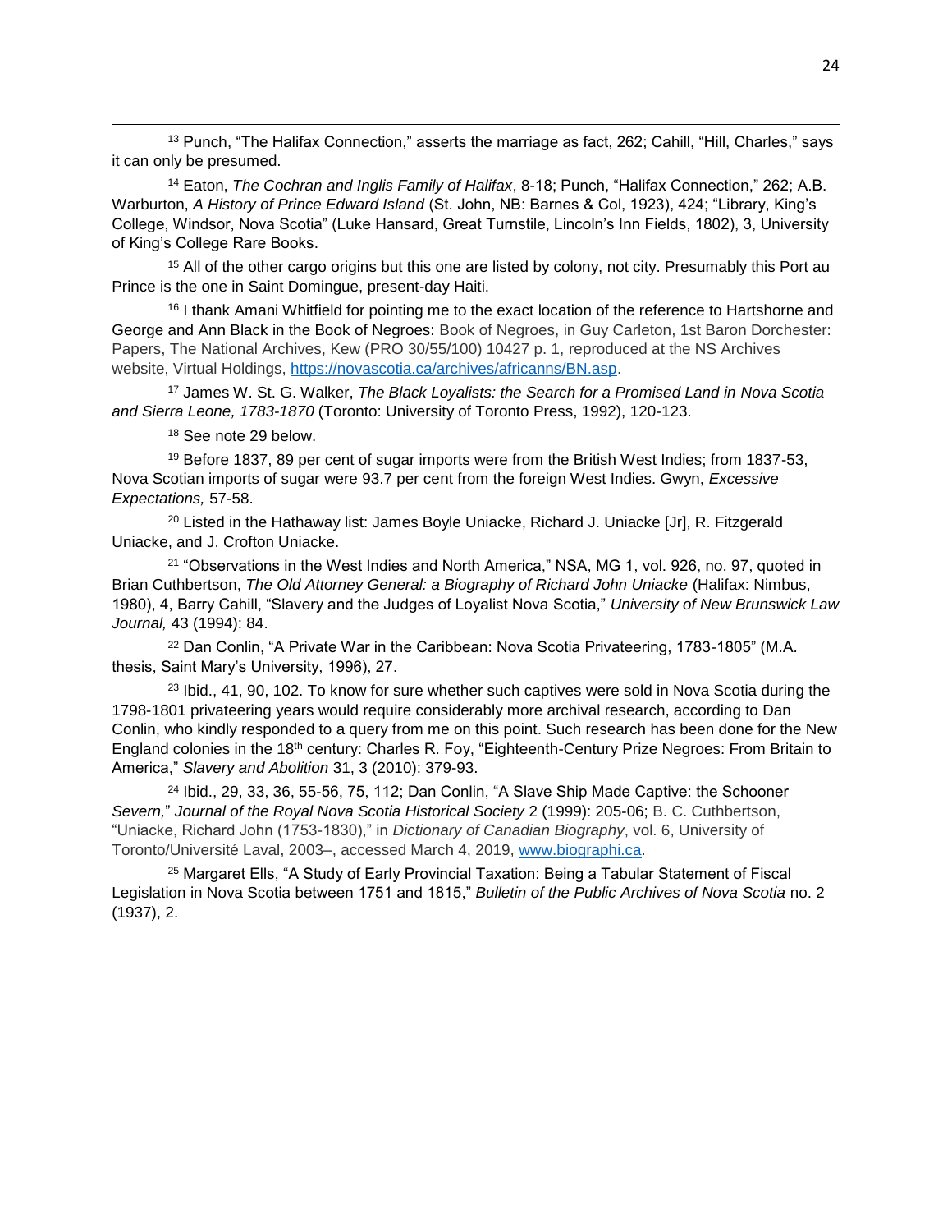[13] Punch, "The Halifax Connection," asserts the marriage as fact, 262; Cahill, "Hill, Charles," says it can only be presumed.

[14] Eaton, *The Cochran and Inglis Family of Halifax*, 8-18; Punch, "Halifax Connection," 262; A.B. Warburton, *A History of Prince Edward Island* (St. John, NB: Barnes & Col, 1923), 424; "Library, King's College, Windsor, Nova Scotia" (Luke Hansard, Great Turnstile, Lincoln's Inn Fields, 1802), 3, University of King's College Rare Books.

[15] All of the other cargo origins but this one are listed by colony, not city. Presumably this Port au Prince is the one in Saint Domingue, present-day Haiti.

[16] I thank Amani Whitfield for pointing me to the exact location of the reference to Hartshorne and George and Ann Black in the Book of Negroes: Book of Negroes, in Guy Carleton, 1st Baron Dorchester: Papers, The National Archives, Kew (PRO 30/55/100) 10427 p. 1, reproduced at the NS Archives website, Virtual Holdings, https://novascotia.ca/archives/africanns/BN.asp.

[17] James W. St. G. Walker, *The Black Loyalists: the Search for a Promised Land in Nova Scotia and Sierra Leone, 1783-1870* (Toronto: University of Toronto Press, 1992), 120-123.

[18] See note 29 below.

[19] Before 1837, 89 per cent of sugar imports were from the British West Indies; from 1837-53, Nova Scotian imports of sugar were 93.7 per cent from the foreign West Indies. Gwyn, *Excessive Expectations,* 57-58.

[20] Listed in the Hathaway list: James Boyle Uniacke, Richard J. Uniacke [Jr], R. Fitzgerald Uniacke, and J. Crofton Uniacke.

[21] "Observations in the West Indies and North America," NSA, MG 1, vol. 926, no. 97, quoted in Brian Cuthbertson, *The Old Attorney General: a Biography of Richard John Uniacke* (Halifax: Nimbus, 1980), 4, Barry Cahill, "Slavery and the Judges of Loyalist Nova Scotia," *University of New Brunswick Law Journal,* 43 (1994): 84.

[22] Dan Conlin, "A Private War in the Caribbean: Nova Scotia Privateering, 1783-1805" (M.A. thesis, Saint Mary's University, 1996), 27.

[23] Ibid., 41, 90, 102. To know for sure whether such captives were sold in Nova Scotia during the 1798-1801 privateering years would require considerably more archival research, according to Dan Conlin, who kindly responded to a query from me on this point. Such research has been done for the New England colonies in the 18th century: Charles R. Foy, "Eighteenth-Century Prize Negroes: From Britain to America," *Slavery and Abolition* 31, 3 (2010): 379-93.

[24] Ibid., 29, 33, 36, 55-56, 75, 112; Dan Conlin, "A Slave Ship Made Captive: the Schooner *Severn,*" *Journal of the Royal Nova Scotia Historical Society* 2 (1999): 205-06; B. C. Cuthbertson, "Uniacke, Richard John (1753-1830)," in *Dictionary of Canadian Biography*, vol. 6, University of Toronto/Université Laval, 2003–, accessed March 4, 2019, www.biographi.ca.

[25] Margaret Ells, "A Study of Early Provincial Taxation: Being a Tabular Statement of Fiscal Legislation in Nova Scotia between 1751 and 1815," *Bulletin of the Public Archives of Nova Scotia* no. 2 (1937), 2.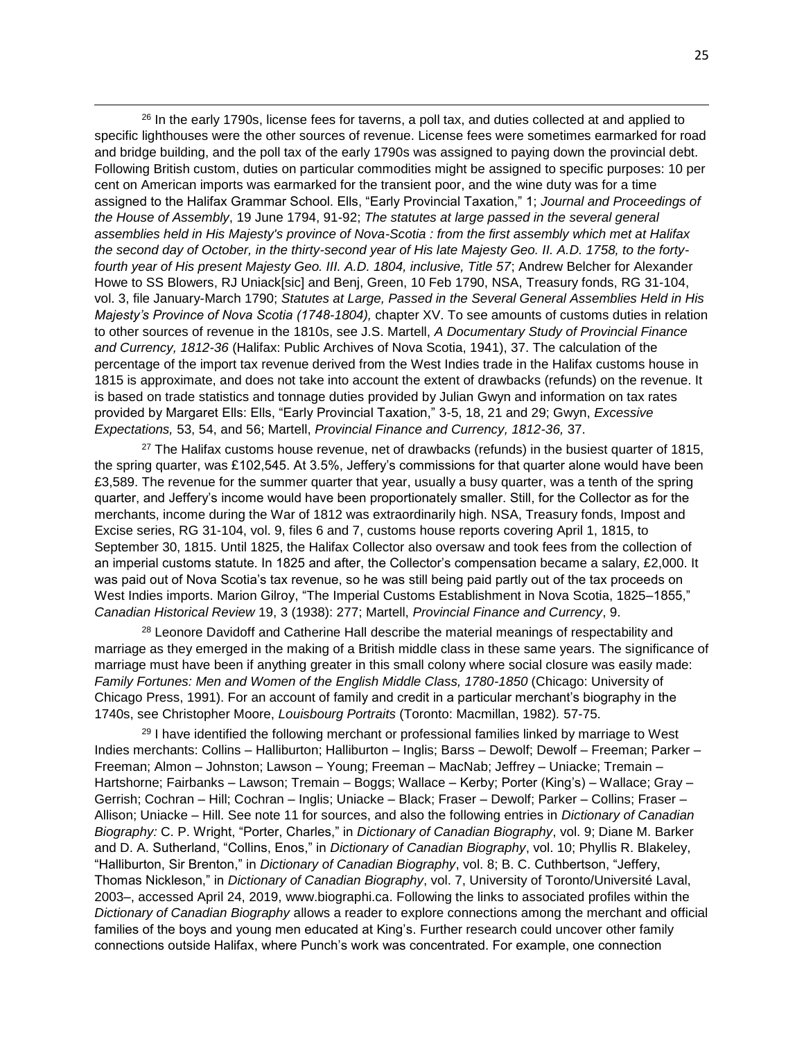[26] In the early 1790s, license fees for taverns, a poll tax, and duties collected at and applied to specific lighthouses were the other sources of revenue. License fees were sometimes earmarked for road and bridge building, and the poll tax of the early 1790s was assigned to paying down the provincial debt. Following British custom, duties on particular commodities might be assigned to specific purposes: 10 per cent on American imports was earmarked for the transient poor, and the wine duty was for a time assigned to the Halifax Grammar School. Ells, "Early Provincial Taxation," 1; *Journal and Proceedings of the House of Assembly*, 19 June 1794, 91-92; *The statutes at large passed in the several general assemblies held in His Majesty's province of Nova-Scotia : from the first assembly which met at Halifax the second day of October, in the thirty-second year of His late Majesty Geo. II. A.D. 1758, to the forty-fourth year of His present Majesty Geo. III. A.D. 1804, inclusive, Title 57*; Andrew Belcher for Alexander Howe to SS Blowers, RJ Uniack[sic] and Benj, Green, 10 Feb 1790, NSA, Treasury fonds, RG 31-104, vol. 3, file January-March 1790; *Statutes at Large, Passed in the Several General Assemblies Held in His Majesty's Province of Nova Scotia (1748-1804),* chapter XV. To see amounts of customs duties in relation to other sources of revenue in the 1810s, see J.S. Martell, *A Documentary Study of Provincial Finance and Currency, 1812-36* (Halifax: Public Archives of Nova Scotia, 1941), 37. The calculation of the percentage of the import tax revenue derived from the West Indies trade in the Halifax customs house in 1815 is approximate, and does not take into account the extent of drawbacks (refunds) on the revenue. It is based on trade statistics and tonnage duties provided by Julian Gwyn and information on tax rates provided by Margaret Ells: Ells, "Early Provincial Taxation," 3-5, 18, 21 and 29; Gwyn, *Excessive Expectations,* 53, 54, and 56; Martell, *Provincial Finance and Currency, 1812-36,* 37.

[27] The Halifax customs house revenue, net of drawbacks (refunds) in the busiest quarter of 1815, the spring quarter, was £102,545. At 3.5%, Jeffery's commissions for that quarter alone would have been £3,589. The revenue for the summer quarter that year, usually a busy quarter, was a tenth of the spring quarter, and Jeffery's income would have been proportionately smaller. Still, for the Collector as for the merchants, income during the War of 1812 was extraordinarily high. NSA, Treasury fonds, Impost and Excise series, RG 31-104, vol. 9, files 6 and 7, customs house reports covering April 1, 1815, to September 30, 1815. Until 1825, the Halifax Collector also oversaw and took fees from the collection of an imperial customs statute. In 1825 and after, the Collector's compensation became a salary, £2,000. It was paid out of Nova Scotia's tax revenue, so he was still being paid partly out of the tax proceeds on West Indies imports. Marion Gilroy, "The Imperial Customs Establishment in Nova Scotia, 1825–1855," *Canadian Historical Review* 19, 3 (1938): 277; Martell, *Provincial Finance and Currency*, 9.

[28] Leonore Davidoff and Catherine Hall describe the material meanings of respectability and marriage as they emerged in the making of a British middle class in these same years. The significance of marriage must have been if anything greater in this small colony where social closure was easily made: *Family Fortunes: Men and Women of the English Middle Class, 1780-1850* (Chicago: University of Chicago Press, 1991). For an account of family and credit in a particular merchant's biography in the 1740s, see Christopher Moore, *Louisbourg Portraits* (Toronto: Macmillan, 1982)*.* 57-75.

[29] I have identified the following merchant or professional families linked by marriage to West Indies merchants: Collins – Halliburton; Halliburton – Inglis; Barss – Dewolf; Dewolf – Freeman; Parker – Freeman; Almon – Johnston; Lawson – Young; Freeman – MacNab; Jeffrey – Uniacke; Tremain – Hartshorne; Fairbanks – Lawson; Tremain – Boggs; Wallace – Kerby; Porter (King's) – Wallace; Gray – Gerrish; Cochran – Hill; Cochran – Inglis; Uniacke – Black; Fraser – Dewolf; Parker – Collins; Fraser – Allison; Uniacke – Hill. See note 11 for sources, and also the following entries in *Dictionary of Canadian Biography:* C. P. Wright, "Porter, Charles," in *Dictionary of Canadian Biography*, vol. 9; Diane M. Barker and D. A. Sutherland, "Collins, Enos," in *Dictionary of Canadian Biography*, vol. 10; Phyllis R. Blakeley, "Halliburton, Sir Brenton," in *Dictionary of Canadian Biography*, vol. 8; B. C. Cuthbertson, "Jeffery, Thomas Nickleson," in *Dictionary of Canadian Biography*, vol. 7, University of Toronto/Université Laval, 2003–, accessed April 24, 2019, www.biographi.ca. Following the links to associated profiles within the *Dictionary of Canadian Biography* allows a reader to explore connections among the merchant and official families of the boys and young men educated at King's. Further research could uncover other family connections outside Halifax, where Punch's work was concentrated. For example, one connection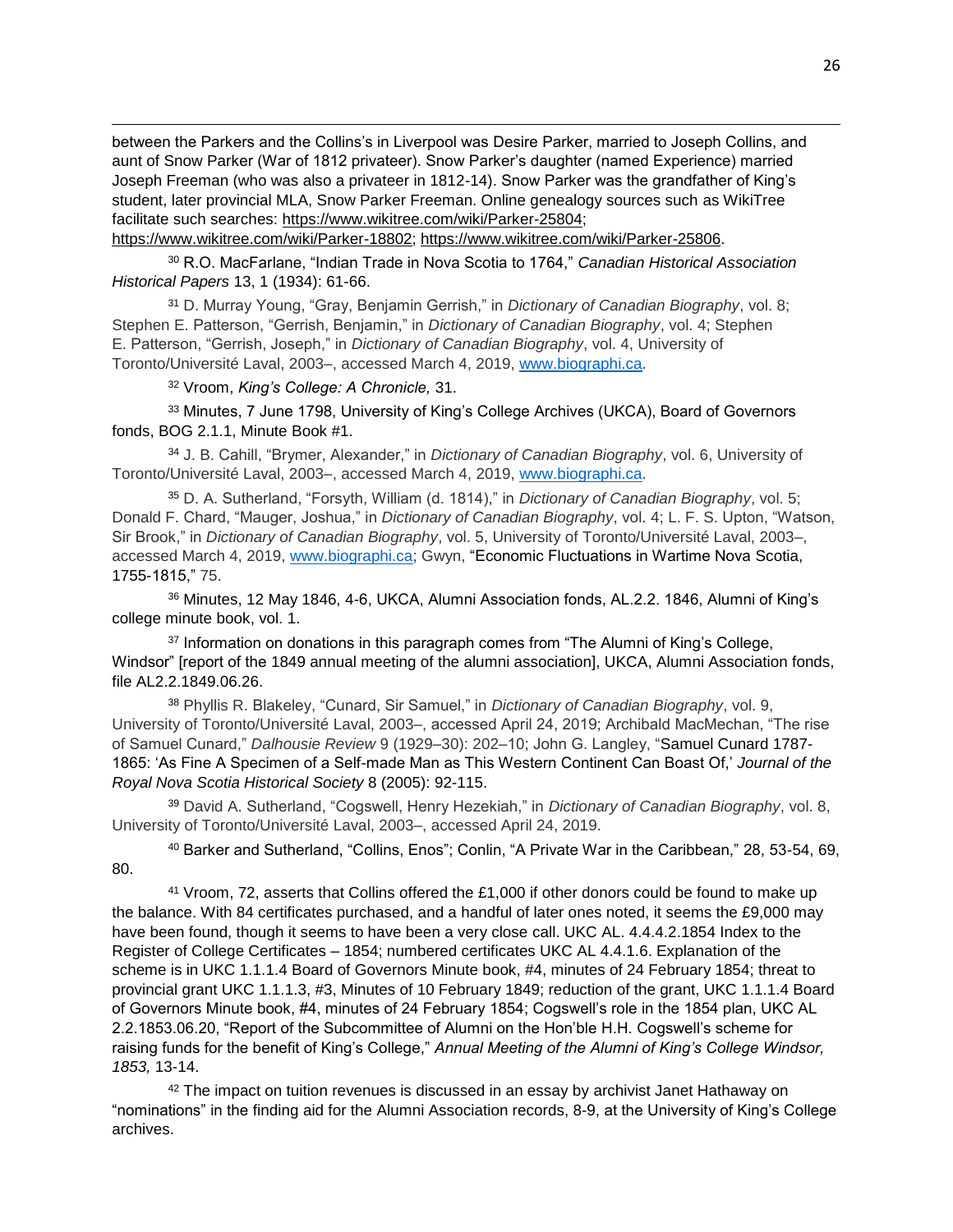between the Parkers and the Collins's in Liverpool was Desire Parker, married to Joseph Collins, and aunt of Snow Parker (War of 1812 privateer). Snow Parker's daughter (named Experience) married Joseph Freeman (who was also a privateer in 1812-14). Snow Parker was the grandfather of King's student, later provincial MLA, Snow Parker Freeman. Online genealogy sources such as WikiTree facilitate such searches: https://www.wikitree.com/wiki/Parker-25804; https://www.wikitree.com/wiki/Parker-18802; https://www.wikitree.com/wiki/Parker-25806.

[30] R.O. MacFarlane, "Indian Trade in Nova Scotia to 1764," *Canadian Historical Association Historical Papers* 13, 1 (1934): 61-66.

[31] D. Murray Young, "Gray, Benjamin Gerrish," in *Dictionary of Canadian Biography*, vol. 8; Stephen E. Patterson, "Gerrish, Benjamin," in *Dictionary of Canadian Biography*, vol. 4; Stephen E. Patterson, "Gerrish, Joseph," in *Dictionary of Canadian Biography*, vol. 4, University of Toronto/Université Laval, 2003–, accessed March 4, 2019, www.biographi.ca.

[32] Vroom, *King's College: A Chronicle,* 31.

[33] Minutes, 7 June 1798, University of King's College Archives (UKCA), Board of Governors fonds, BOG 2.1.1, Minute Book #1.

[34] J. B. Cahill, "Brymer, Alexander," in *Dictionary of Canadian Biography*, vol. 6, University of Toronto/Université Laval, 2003–, accessed March 4, 2019, www.biographi.ca.

[35] D. A. Sutherland, "Forsyth, William (d. 1814)," in *Dictionary of Canadian Biography*, vol. 5; Donald F. Chard, "Mauger, Joshua," in *Dictionary of Canadian Biography*, vol. 4; L. F. S. Upton, "Watson, Sir Brook," in *Dictionary of Canadian Biography*, vol. 5, University of Toronto/Université Laval, 2003–, accessed March 4, 2019, www.biographi.ca; Gwyn, "Economic Fluctuations in Wartime Nova Scotia, 1755-1815," 75.

[36] Minutes, 12 May 1846, 4-6, UKCA, Alumni Association fonds, AL.2.2. 1846, Alumni of King's college minute book, vol. 1.

[37] Information on donations in this paragraph comes from "The Alumni of King's College, Windsor" [report of the 1849 annual meeting of the alumni association], UKCA, Alumni Association fonds, file AL2.2.1849.06.26.

[38] Phyllis R. Blakeley, "Cunard, Sir Samuel," in *Dictionary of Canadian Biography*, vol. 9, University of Toronto/Université Laval, 2003–, accessed April 24, 2019; Archibald MacMechan, "The rise of Samuel Cunard," *Dalhousie Review* 9 (1929–30): 202–10; John G. Langley, "Samuel Cunard 1787-1865: 'As Fine A Specimen of a Self-made Man as This Western Continent Can Boast Of,' *Journal of the Royal Nova Scotia Historical Society* 8 (2005): 92-115.

[39] David A. Sutherland, "Cogswell, Henry Hezekiah," in *Dictionary of Canadian Biography*, vol. 8, University of Toronto/Université Laval, 2003–, accessed April 24, 2019.

[40] Barker and Sutherland, "Collins, Enos"; Conlin, "A Private War in the Caribbean," 28, 53-54, 69, 80.

[41] Vroom, 72, asserts that Collins offered the £1,000 if other donors could be found to make up the balance. With 84 certificates purchased, and a handful of later ones noted, it seems the £9,000 may have been found, though it seems to have been a very close call. UKC AL. 4.4.4.2.1854 Index to the Register of College Certificates – 1854; numbered certificates UKC AL 4.4.1.6. Explanation of the scheme is in UKC 1.1.1.4 Board of Governors Minute book, #4, minutes of 24 February 1854; threat to provincial grant UKC 1.1.1.3, #3, Minutes of 10 February 1849; reduction of the grant, UKC 1.1.1.4 Board of Governors Minute book, #4, minutes of 24 February 1854; Cogswell's role in the 1854 plan, UKC AL 2.2.1853.06.20, "Report of the Subcommittee of Alumni on the Hon'ble H.H. Cogswell's scheme for raising funds for the benefit of King's College," *Annual Meeting of the Alumni of King's College Windsor, 1853,* 13-14.

[42] The impact on tuition revenues is discussed in an essay by archivist Janet Hathaway on "nominations" in the finding aid for the Alumni Association records, 8-9, at the University of King's College archives.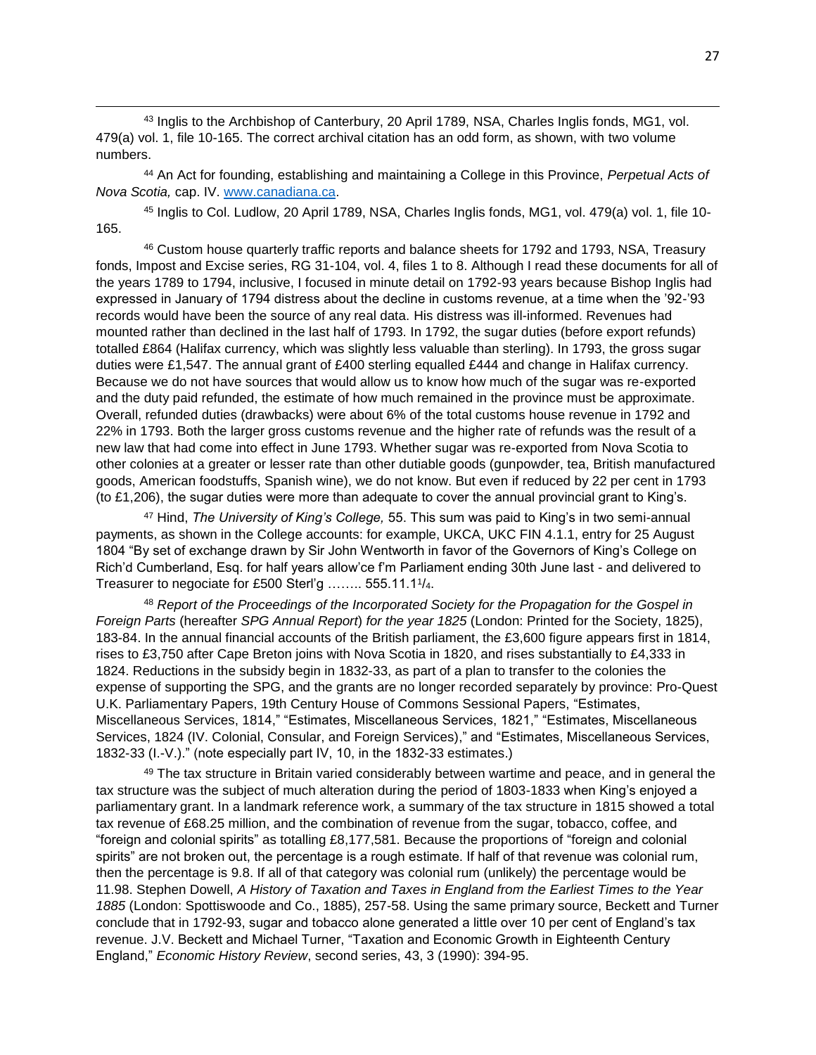[43] Inglis to the Archbishop of Canterbury, 20 April 1789, NSA, Charles Inglis fonds, MG1, vol. 479(a) vol. 1, file 10-165. The correct archival citation has an odd form, as shown, with two volume numbers.

[44] An Act for founding, establishing and maintaining a College in this Province, *Perpetual Acts of Nova Scotia,* cap. IV. www.canadiana.ca.

[45] Inglis to Col. Ludlow, 20 April 1789, NSA, Charles Inglis fonds, MG1, vol. 479(a) vol. 1, file 10-165.

[46] Custom house quarterly traffic reports and balance sheets for 1792 and 1793, NSA, Treasury fonds, Impost and Excise series, RG 31-104, vol. 4, files 1 to 8. Although I read these documents for all of the years 1789 to 1794, inclusive, I focused in minute detail on 1792-93 years because Bishop Inglis had expressed in January of 1794 distress about the decline in customs revenue, at a time when the '92-'93 records would have been the source of any real data. His distress was ill-informed. Revenues had mounted rather than declined in the last half of 1793. In 1792, the sugar duties (before export refunds) totalled £864 (Halifax currency, which was slightly less valuable than sterling). In 1793, the gross sugar duties were £1,547. The annual grant of £400 sterling equalled £444 and change in Halifax currency. Because we do not have sources that would allow us to know how much of the sugar was re-exported and the duty paid refunded, the estimate of how much remained in the province must be approximate. Overall, refunded duties (drawbacks) were about 6% of the total customs house revenue in 1792 and 22% in 1793. Both the larger gross customs revenue and the higher rate of refunds was the result of a new law that had come into effect in June 1793. Whether sugar was re-exported from Nova Scotia to other colonies at a greater or lesser rate than other dutiable goods (gunpowder, tea, British manufactured goods, American foodstuffs, Spanish wine), we do not know. But even if reduced by 22 per cent in 1793 (to £1,206), the sugar duties were more than adequate to cover the annual provincial grant to King's.

[47] Hind, *The University of King's College,* 55. This sum was paid to King's in two semi-annual payments, as shown in the College accounts: for example, UKCA, UKC FIN 4.1.1, entry for 25 August 1804 "By set of exchange drawn by Sir John Wentworth in favor of the Governors of King's College on Rich'd Cumberland, Esq. for half years allow'ce f'm Parliament ending 30th June last - and delivered to Treasurer to negociate for £500 Sterl'g …….. 555.11.1¼.

[48] *Report of the Proceedings of the Incorporated Society for the Propagation for the Gospel in Foreign Parts* (hereafter *SPG Annual Report*) *for the year 1825* (London: Printed for the Society, 1825), 183-84. In the annual financial accounts of the British parliament, the £3,600 figure appears first in 1814, rises to £3,750 after Cape Breton joins with Nova Scotia in 1820, and rises substantially to £4,333 in 1824. Reductions in the subsidy begin in 1832-33, as part of a plan to transfer to the colonies the expense of supporting the SPG, and the grants are no longer recorded separately by province: Pro-Quest U.K. Parliamentary Papers, 19th Century House of Commons Sessional Papers, "Estimates, Miscellaneous Services, 1814," "Estimates, Miscellaneous Services, 1821," "Estimates, Miscellaneous Services, 1824 (IV. Colonial, Consular, and Foreign Services)," and "Estimates, Miscellaneous Services, 1832-33 (I.-V.)." (note especially part IV, 10, in the 1832-33 estimates.)

[49] The tax structure in Britain varied considerably between wartime and peace, and in general the tax structure was the subject of much alteration during the period of 1803-1833 when King's enjoyed a parliamentary grant. In a landmark reference work, a summary of the tax structure in 1815 showed a total tax revenue of £68.25 million, and the combination of revenue from the sugar, tobacco, coffee, and "foreign and colonial spirits" as totalling £8,177,581. Because the proportions of "foreign and colonial spirits" are not broken out, the percentage is a rough estimate. If half of that revenue was colonial rum, then the percentage is 9.8. If all of that category was colonial rum (unlikely) the percentage would be 11.98. Stephen Dowell, *A History of Taxation and Taxes in England from the Earliest Times to the Year 1885* (London: Spottiswoode and Co., 1885), 257-58. Using the same primary source, Beckett and Turner conclude that in 1792-93, sugar and tobacco alone generated a little over 10 per cent of England's tax revenue. J.V. Beckett and Michael Turner, "Taxation and Economic Growth in Eighteenth Century England," *Economic History Review*, second series, 43, 3 (1990): 394-95.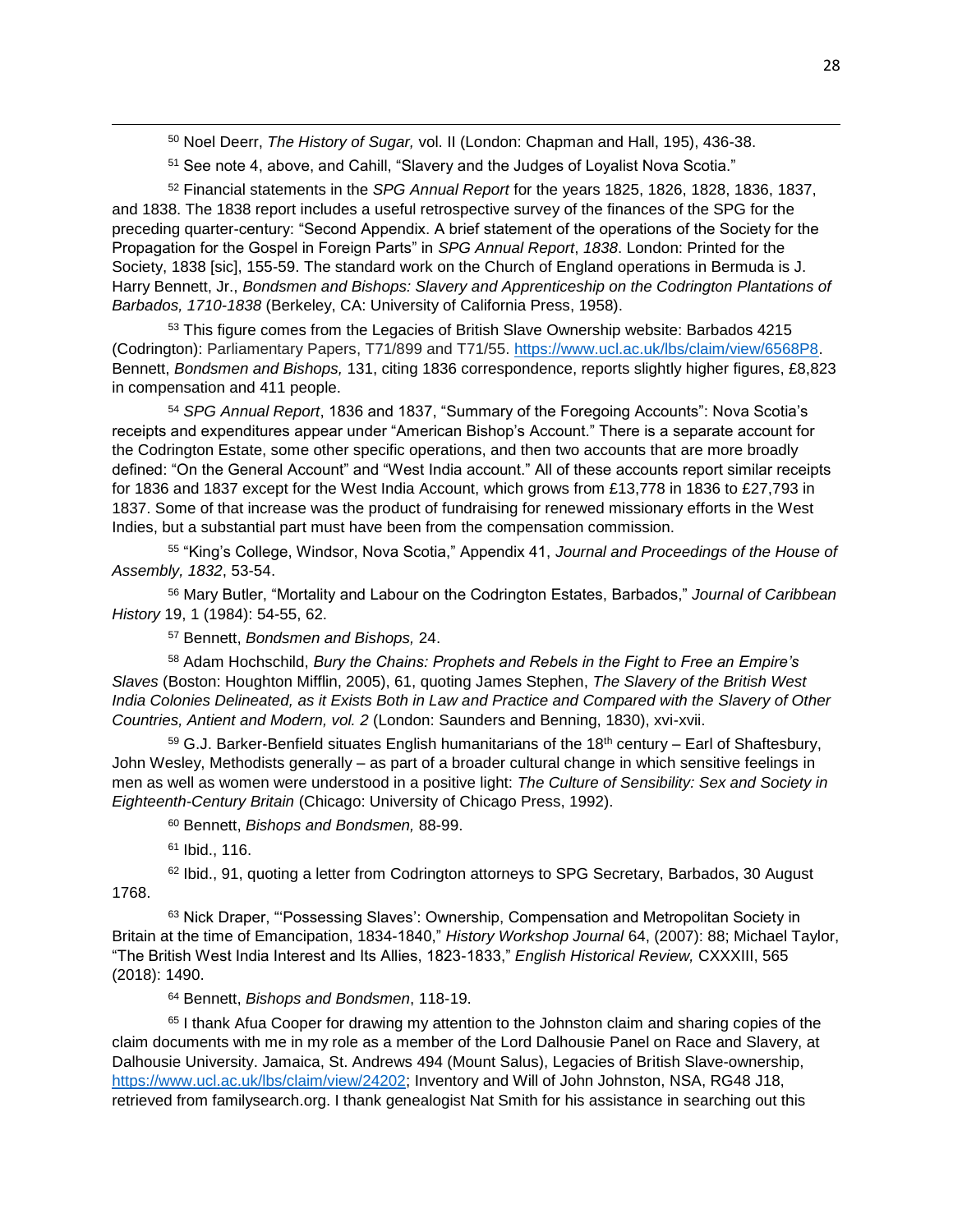[50] Noel Deerr, *The History of Sugar,* vol. II (London: Chapman and Hall, 195), 436-38.

[51] See note 4, above, and Cahill, "Slavery and the Judges of Loyalist Nova Scotia."

[52] Financial statements in the *SPG Annual Report* for the years 1825, 1826, 1828, 1836, 1837, and 1838. The 1838 report includes a useful retrospective survey of the finances of the SPG for the preceding quarter-century: "Second Appendix. A brief statement of the operations of the Society for the Propagation for the Gospel in Foreign Parts" in *SPG Annual Report*, *1838*. London: Printed for the Society, 1838 [sic], 155-59. The standard work on the Church of England operations in Bermuda is J. Harry Bennett, Jr., *Bondsmen and Bishops: Slavery and Apprenticeship on the Codrington Plantations of Barbados, 1710-1838* (Berkeley, CA: University of California Press, 1958).

[53] This figure comes from the Legacies of British Slave Ownership website: Barbados 4215 (Codrington): Parliamentary Papers, T71/899 and T71/55. https://www.ucl.ac.uk/lbs/claim/view/6568P8. Bennett, *Bondsmen and Bishops,* 131, citing 1836 correspondence, reports slightly higher figures, £8,823 in compensation and 411 people.

[54] *SPG Annual Report*, 1836 and 1837, "Summary of the Foregoing Accounts": Nova Scotia's receipts and expenditures appear under "American Bishop's Account." There is a separate account for the Codrington Estate, some other specific operations, and then two accounts that are more broadly defined: "On the General Account" and "West India account." All of these accounts report similar receipts for 1836 and 1837 except for the West India Account, which grows from £13,778 in 1836 to £27,793 in 1837. Some of that increase was the product of fundraising for renewed missionary efforts in the West Indies, but a substantial part must have been from the compensation commission.

[55] "King's College, Windsor, Nova Scotia," Appendix 41, *Journal and Proceedings of the House of Assembly, 1832*, 53-54.

[56] Mary Butler, "Mortality and Labour on the Codrington Estates, Barbados," *Journal of Caribbean History* 19, 1 (1984): 54-55, 62.

[57] Bennett, *Bondsmen and Bishops,* 24.

[58] Adam Hochschild, *Bury the Chains: Prophets and Rebels in the Fight to Free an Empire's Slaves* (Boston: Houghton Mifflin, 2005), 61, quoting James Stephen, *The Slavery of the British West India Colonies Delineated, as it Exists Both in Law and Practice and Compared with the Slavery of Other Countries, Antient and Modern, vol. 2* (London: Saunders and Benning, 1830), xvi-xvii.

[59] G.J. Barker-Benfield situates English humanitarians of the 18th century – Earl of Shaftesbury, John Wesley, Methodists generally – as part of a broader cultural change in which sensitive feelings in men as well as women were understood in a positive light: *The Culture of Sensibility: Sex and Society in Eighteenth-Century Britain* (Chicago: University of Chicago Press, 1992).

[60] Bennett, *Bishops and Bondsmen,* 88-99.

[61] Ibid., 116.

[62] Ibid., 91, quoting a letter from Codrington attorneys to SPG Secretary, Barbados, 30 August 1768.

[63] Nick Draper, "'Possessing Slaves': Ownership, Compensation and Metropolitan Society in Britain at the time of Emancipation, 1834-1840," *History Workshop Journal* 64, (2007): 88; Michael Taylor, "The British West India Interest and Its Allies, 1823-1833," *English Historical Review,* CXXXIII, 565 (2018): 1490.

[64] Bennett, *Bishops and Bondsmen*, 118-19.

[65] I thank Afua Cooper for drawing my attention to the Johnston claim and sharing copies of the claim documents with me in my role as a member of the Lord Dalhousie Panel on Race and Slavery, at Dalhousie University. Jamaica, St. Andrews 494 (Mount Salus), Legacies of British Slave-ownership, https://www.ucl.ac.uk/lbs/claim/view/24202; Inventory and Will of John Johnston, NSA, RG48 J18, retrieved from familysearch.org. I thank genealogist Nat Smith for his assistance in searching out this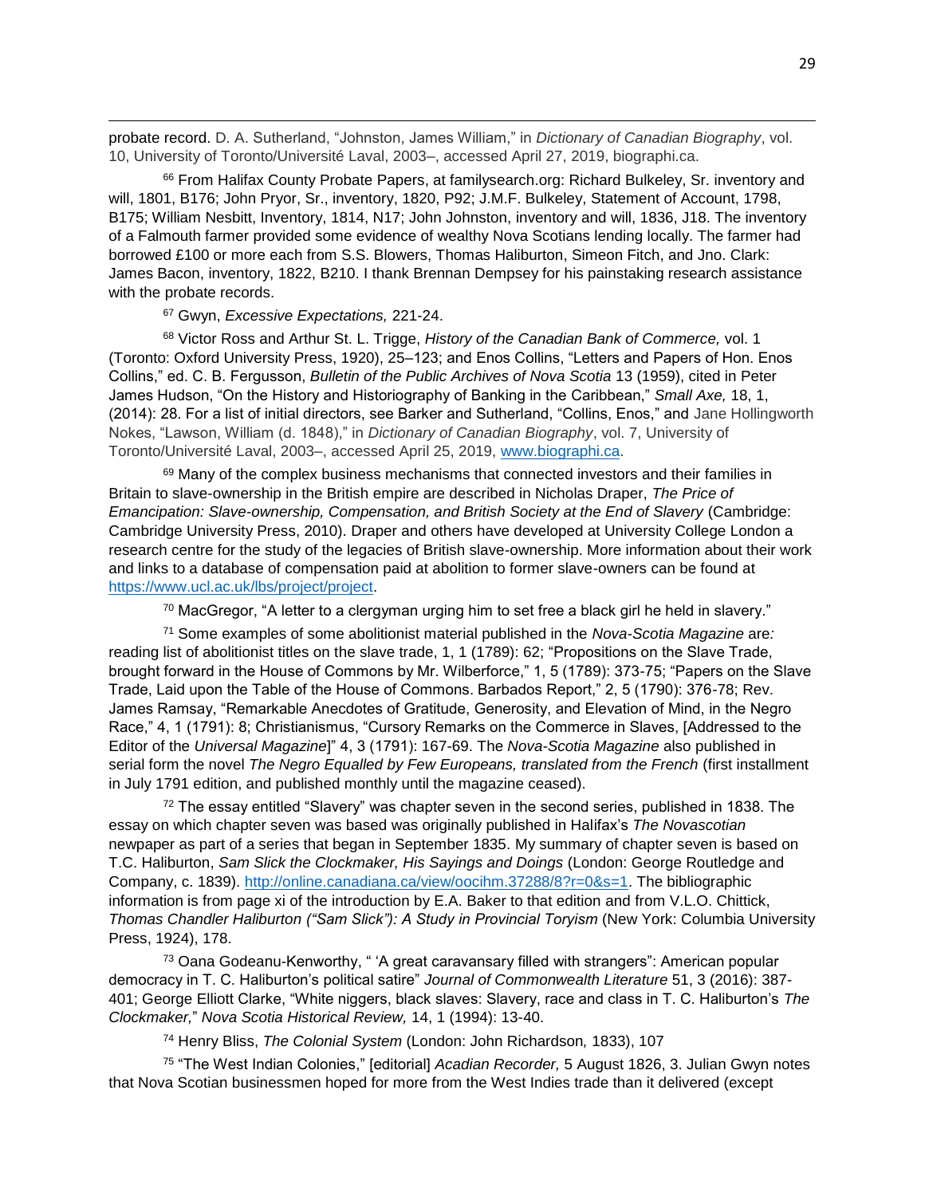probate record. D. A. Sutherland, "Johnston, James William," in *Dictionary of Canadian Biography*, vol. 10, University of Toronto/Université Laval, 2003–, accessed April 27, 2019, biographi.ca.

[66] From Halifax County Probate Papers, at familysearch.org: Richard Bulkeley, Sr. inventory and will, 1801, B176; John Pryor, Sr., inventory, 1820, P92; J.M.F. Bulkeley, Statement of Account, 1798, B175; William Nesbitt, Inventory, 1814, N17; John Johnston, inventory and will, 1836, J18. The inventory of a Falmouth farmer provided some evidence of wealthy Nova Scotians lending locally. The farmer had borrowed £100 or more each from S.S. Blowers, Thomas Haliburton, Simeon Fitch, and Jno. Clark: James Bacon, inventory, 1822, B210. I thank Brennan Dempsey for his painstaking research assistance with the probate records.

[67] Gwyn, *Excessive Expectations,* 221-24.

[68] Victor Ross and Arthur St. L. Trigge, *History of the Canadian Bank of Commerce,* vol. 1 (Toronto: Oxford University Press, 1920), 25–123; and Enos Collins, "Letters and Papers of Hon. Enos Collins," ed. C. B. Fergusson, *Bulletin of the Public Archives of Nova Scotia* 13 (1959), cited in Peter James Hudson, "On the History and Historiography of Banking in the Caribbean," *Small Axe,* 18, 1, (2014): 28. For a list of initial directors, see Barker and Sutherland, "Collins, Enos," and Jane Hollingworth Nokes, "Lawson, William (d. 1848)," in *Dictionary of Canadian Biography*, vol. 7, University of Toronto/Université Laval, 2003–, accessed April 25, 2019, www.biographi.ca.

[69] Many of the complex business mechanisms that connected investors and their families in Britain to slave-ownership in the British empire are described in Nicholas Draper, *The Price of Emancipation: Slave-ownership, Compensation, and British Society at the End of Slavery* (Cambridge: Cambridge University Press, 2010). Draper and others have developed at University College London a research centre for the study of the legacies of British slave-ownership. More information about their work and links to a database of compensation paid at abolition to former slave-owners can be found at https://www.ucl.ac.uk/lbs/project/project.

[70] MacGregor, "A letter to a clergyman urging him to set free a black girl he held in slavery."

[71] Some examples of some abolitionist material published in the *Nova-Scotia Magazine* are*:* reading list of abolitionist titles on the slave trade, 1, 1 (1789): 62; "Propositions on the Slave Trade, brought forward in the House of Commons by Mr. Wilberforce," 1, 5 (1789): 373-75; "Papers on the Slave Trade, Laid upon the Table of the House of Commons. Barbados Report," 2, 5 (1790): 376-78; Rev. James Ramsay, "Remarkable Anecdotes of Gratitude, Generosity, and Elevation of Mind, in the Negro Race," 4, 1 (1791): 8; Christianismus, "Cursory Remarks on the Commerce in Slaves, [Addressed to the Editor of the *Universal Magazine*]" 4, 3 (1791): 167-69. The *Nova-Scotia Magazine* also published in serial form the novel *The Negro Equalled by Few Europeans, translated from the French* (first installment in July 1791 edition, and published monthly until the magazine ceased).

[72] The essay entitled "Slavery" was chapter seven in the second series, published in 1838. The essay on which chapter seven was based was originally published in Halifax's *The Novascotian* newspaper as part of a series that began in September 1835. My summary of chapter seven is based on T.C. Haliburton, *Sam Slick the Clockmaker, His Sayings and Doings* (London: George Routledge and Company, c. 1839). http://online.canadiana.ca/view/oocihm.37288/8?r=0&s=1. The bibliographic information is from page xi of the introduction by E.A. Baker to that edition and from V.L.O. Chittick, *Thomas Chandler Haliburton ("Sam Slick"): A Study in Provincial Toryism* (New York: Columbia University Press, 1924), 178.

[73] Oana Godeanu-Kenworthy, " 'A great caravansary filled with strangers": American popular democracy in T. C. Haliburton's political satire" *Journal of Commonwealth Literature* 51, 3 (2016): 387-401; George Elliott Clarke, "White niggers, black slaves: Slavery, race and class in T. C. Haliburton's *The Clockmaker,*" *Nova Scotia Historical Review,* 14, 1 (1994): 13-40.

[74] Henry Bliss, *The Colonial System* (London: John Richardson*,* 1833), 107

[75] "The West Indian Colonies," [editorial] *Acadian Recorder,* 5 August 1826, 3. Julian Gwyn notes that Nova Scotian businessmen hoped for more from the West Indies trade than it delivered (except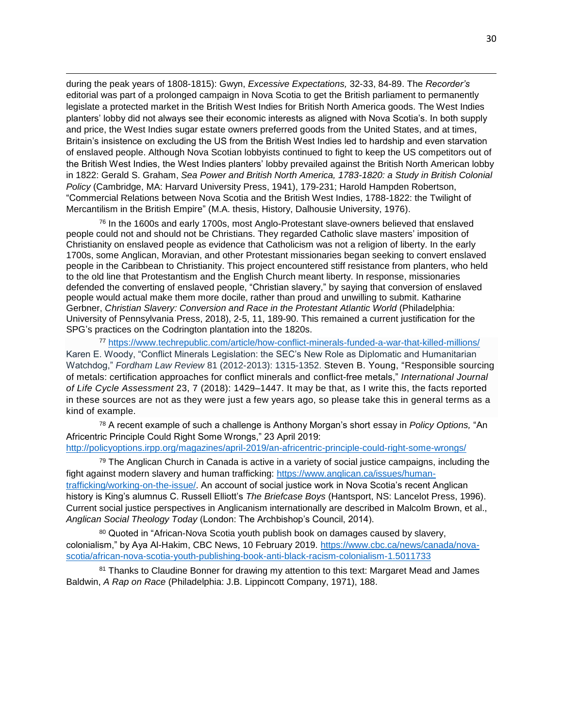during the peak years of 1808-1815): Gwyn, *Excessive Expectations,* 32-33, 84-89. The *Recorder's* editorial was part of a prolonged campaign in Nova Scotia to get the British parliament to permanently legislate a protected market in the British West Indies for British North America goods. The West Indies planters' lobby did not always see their economic interests as aligned with Nova Scotia's. In both supply and price, the West Indies sugar estate owners preferred goods from the United States, and at times, Britain's insistence on excluding the US from the British West Indies led to hardship and even starvation of enslaved people. Although Nova Scotian lobbyists continued to fight to keep the US competitors out of the British West Indies, the West Indies planters' lobby prevailed against the British North American lobby in 1822: Gerald S. Graham, *Sea Power and British North America, 1783-1820: a Study in British Colonial Policy* (Cambridge, MA: Harvard University Press, 1941), 179-231; Harold Hampden Robertson, "Commercial Relations between Nova Scotia and the British West Indies, 1788-1822: the Twilight of Mercantilism in the British Empire" (M.A. thesis, History, Dalhousie University, 1976).

[76] In the 1600s and early 1700s, most Anglo-Protestant slave-owners believed that enslaved people could not and should not be Christians. They regarded Catholic slave masters' imposition of Christianity on enslaved people as evidence that Catholicism was not a religion of liberty. In the early 1700s, some Anglican, Moravian, and other Protestant missionaries began seeking to convert enslaved people in the Caribbean to Christianity. This project encountered stiff resistance from planters, who held to the old line that Protestantism and the English Church meant liberty. In response, missionaries defended the converting of enslaved people, "Christian slavery," by saying that conversion of enslaved people would actual make them more docile, rather than proud and unwilling to submit. Katharine Gerbner, *Christian Slavery: Conversion and Race in the Protestant Atlantic World* (Philadelphia: University of Pennsylvania Press, 2018), 2-5, 11, 189-90. This remained a current justification for the SPG's practices on the Codrington plantation into the 1820s.

[77] https://www.techrepublic.com/article/how-conflict-minerals-funded-a-war-that-killed-millions/ Karen E. Woody, "Conflict Minerals Legislation: the SEC's New Role as Diplomatic and Humanitarian Watchdog," *Fordham Law Review* 81 (2012-2013): 1315-1352. Steven B. Young, "Responsible sourcing of metals: certification approaches for conflict minerals and conflict-free metals," *International Journal of Life Cycle Assessment* 23, 7 (2018): 1429–1447. It may be that, as I write this, the facts reported in these sources are not as they were just a few years ago, so please take this in general terms as a kind of example.

[78] A recent example of such a challenge is Anthony Morgan's short essay in *Policy Options,* "An Africentric Principle Could Right Some Wrongs," 23 April 2019: http://policyoptions.irpp.org/magazines/april-2019/an-africentric-principle-could-right-some-wrongs/

[79] The Anglican Church in Canada is active in a variety of social justice campaigns, including the fight against modern slavery and human trafficking: https://www.anglican.ca/issues/human-trafficking/working-on-the-issue/. An account of social justice work in Nova Scotia's recent Anglican history is King's alumnus C. Russell Elliott's *The Briefcase Boys* (Hantsport, NS: Lancelot Press, 1996). Current social justice perspectives in Anglicanism internationally are described in Malcolm Brown, et al., *Anglican Social Theology Today* (London: The Archbishop's Council, 2014).

[80] Quoted in "African-Nova Scotia youth publish book on damages caused by slavery, colonialism," by Aya Al-Hakim, CBC News, 10 February 2019. https://www.cbc.ca/news/canada/nova-scotia/african-nova-scotia-youth-publishing-book-anti-black-racism-colonialism-1.5011733

[81] Thanks to Claudine Bonner for drawing my attention to this text: Margaret Mead and James Baldwin, *A Rap on Race* (Philadelphia: J.B. Lippincott Company, 1971), 188.